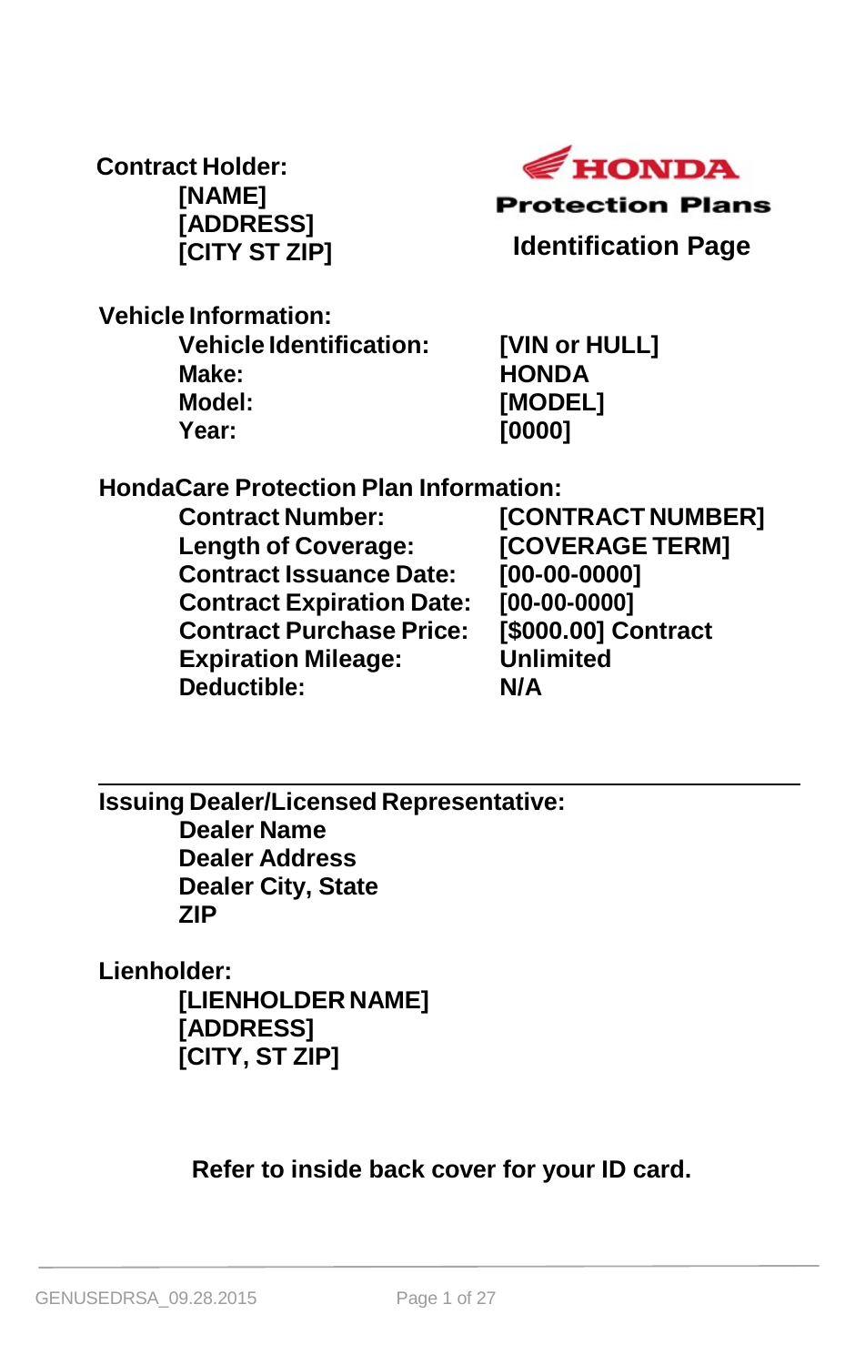**Contract Holder:**
[NAME]
[ADDRESS]
[CITY ST ZIP]

**HONDA**
**Protection Plans**

## Identification Page

**Vehicle Information:**

| | |
|---|---|
| **Vehicle Identification:** | **[VIN or HULL]** |
| **Make:** | **HONDA** |
| **Model:** | **[MODEL]** |
| **Year:** | **[0000]** |

**HondaCare Protection Plan Information:**

| | |
|---|---|
| **Contract Number:** | **[CONTRACT NUMBER]** |
| **Length of Coverage:** | **[COVERAGE TERM]** |
| **Contract Issuance Date:** | **[00-00-0000]** |
| **Contract Expiration Date:** | **[00-00-0000]** |
| **Contract Purchase Price:** | **[$000.00] Contract** |
| **Expiration Mileage:** | **Unlimited** |
| **Deductible:** | **N/A** |

---

**Issuing Dealer/Licensed Representative:**
**Dealer Name**
**Dealer Address**
**Dealer City, State**
**ZIP**

**Lienholder:**
**[LIENHOLDER NAME]**
**[ADDRESS]**
**[CITY, ST ZIP]**

**Refer to inside back cover for your ID card.**

GENUSEDRSA_09.28.2015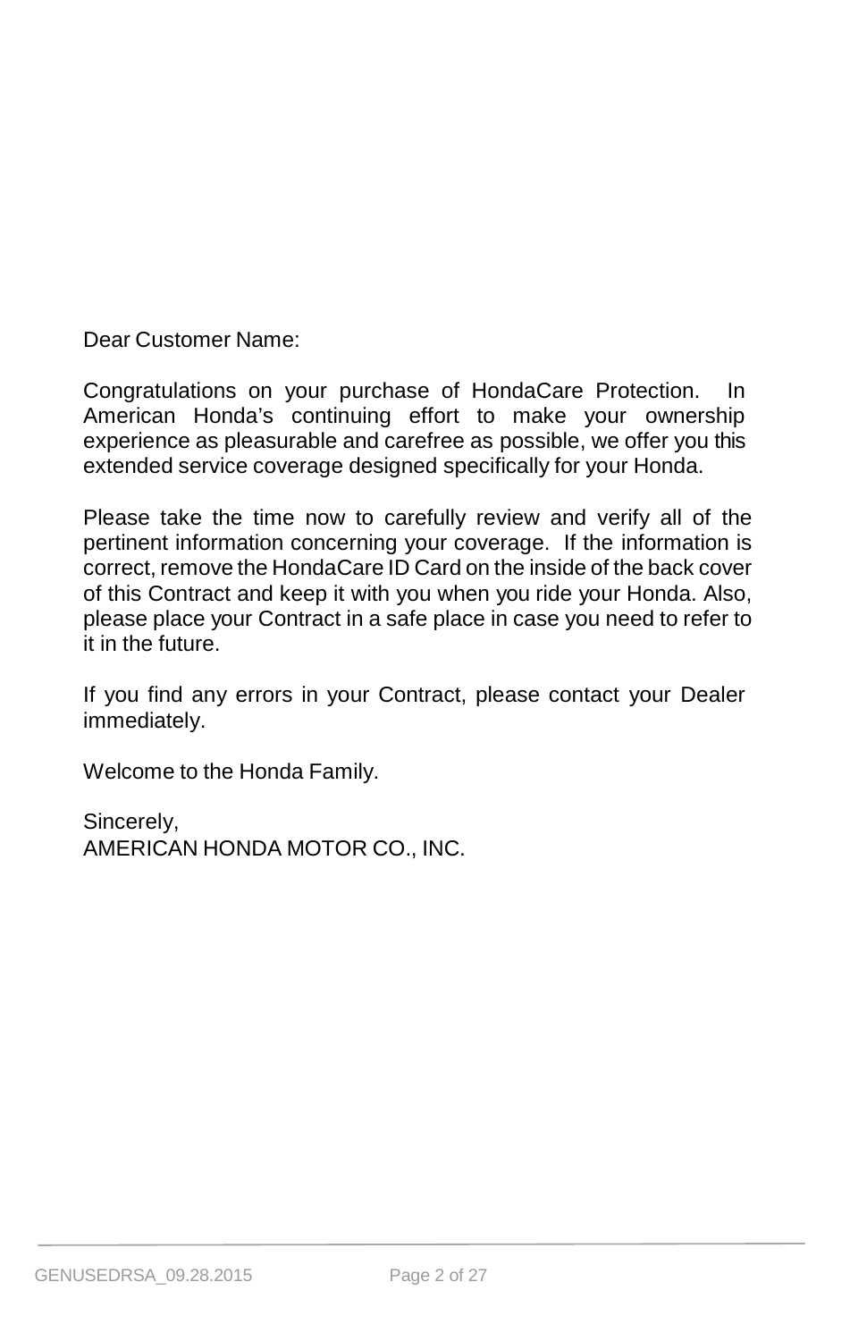Dear Customer Name:

Congratulations on your purchase of HondaCare Protection. In American Honda's continuing effort to make your ownership experience as pleasurable and carefree as possible, we offer you this extended service coverage designed specifically for your Honda.

Please take the time now to carefully review and verify all of the pertinent information concerning your coverage. If the information is correct, remove the HondaCare ID Card on the inside of the back cover of this Contract and keep it with you when you ride your Honda. Also, please place your Contract in a safe place in case you need to refer to it in the future.

If you find any errors in your Contract, please contact your Dealer immediately.

Welcome to the Honda Family.

Sincerely,
AMERICAN HONDA MOTOR CO., INC.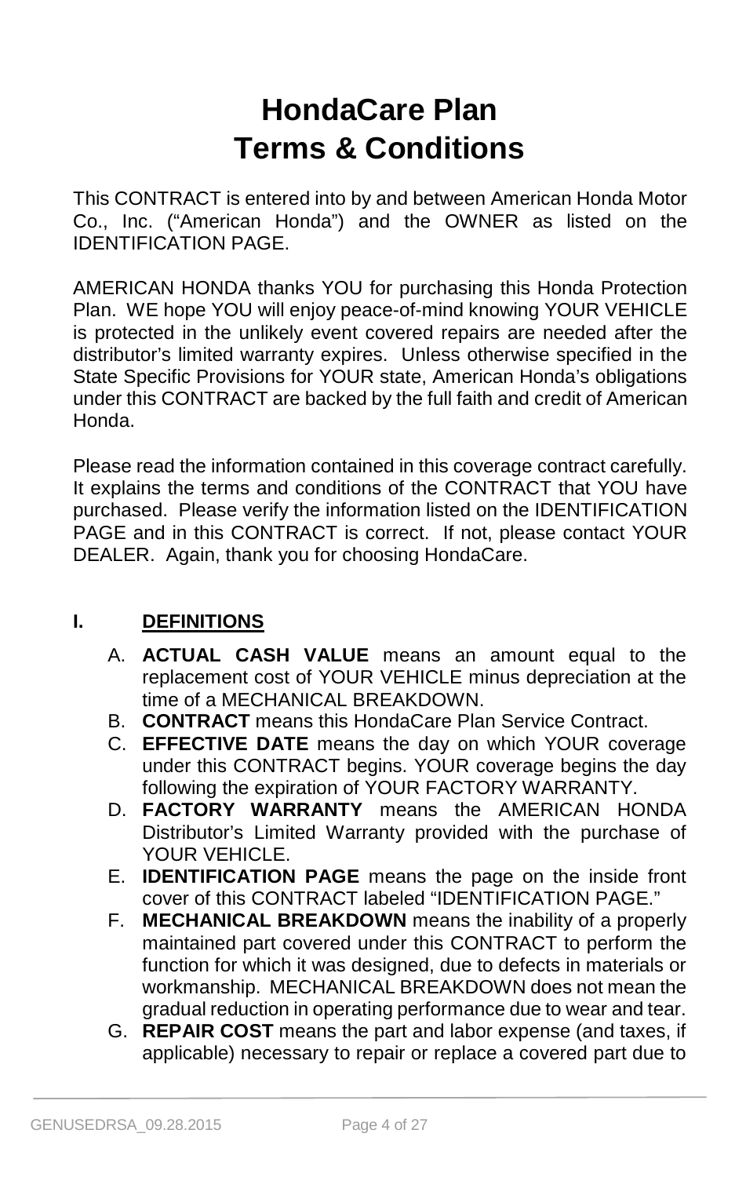# HondaCare Plan
# Terms & Conditions

This CONTRACT is entered into by and between American Honda Motor Co., Inc. ("American Honda") and the OWNER as listed on the IDENTIFICATION PAGE.

AMERICAN HONDA thanks YOU for purchasing this Honda Protection Plan. WE hope YOU will enjoy peace-of-mind knowing YOUR VEHICLE is protected in the unlikely event covered repairs are needed after the distributor's limited warranty expires. Unless otherwise specified in the State Specific Provisions for YOUR state, American Honda's obligations under this CONTRACT are backed by the full faith and credit of American Honda.

Please read the information contained in this coverage contract carefully. It explains the terms and conditions of the CONTRACT that YOU have purchased. Please verify the information listed on the IDENTIFICATION PAGE and in this CONTRACT is correct. If not, please contact YOUR DEALER. Again, thank you for choosing HondaCare.

## I. DEFINITIONS

A. **ACTUAL CASH VALUE** means an amount equal to the replacement cost of YOUR VEHICLE minus depreciation at the time of a MECHANICAL BREAKDOWN.

B. **CONTRACT** means this HondaCare Plan Service Contract.

C. **EFFECTIVE DATE** means the day on which YOUR coverage under this CONTRACT begins. YOUR coverage begins the day following the expiration of YOUR FACTORY WARRANTY.

D. **FACTORY WARRANTY** means the AMERICAN HONDA Distributor's Limited Warranty provided with the purchase of YOUR VEHICLE.

E. **IDENTIFICATION PAGE** means the page on the inside front cover of this CONTRACT labeled "IDENTIFICATION PAGE."

F. **MECHANICAL BREAKDOWN** means the inability of a properly maintained part covered under this CONTRACT to perform the function for which it was designed, due to defects in materials or workmanship. MECHANICAL BREAKDOWN does not mean the gradual reduction in operating performance due to wear and tear.

G. **REPAIR COST** means the part and labor expense (and taxes, if applicable) necessary to repair or replace a covered part due to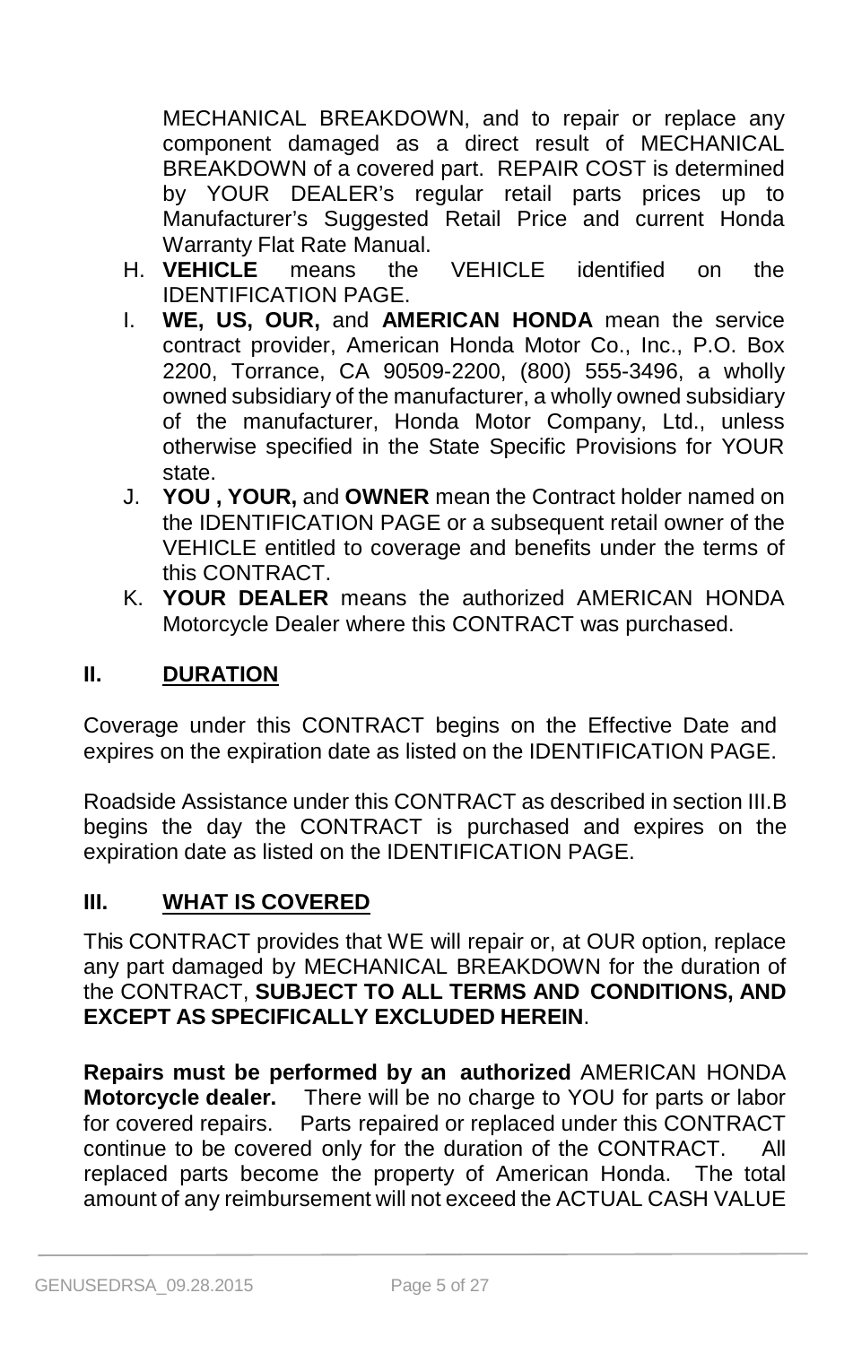MECHANICAL BREAKDOWN, and to repair or replace any component damaged as a direct result of MECHANICAL BREAKDOWN of a covered part. REPAIR COST is determined by YOUR DEALER's regular retail parts prices up to Manufacturer's Suggested Retail Price and current Honda Warranty Flat Rate Manual.

H. **VEHICLE** means the VEHICLE identified on the IDENTIFICATION PAGE.

I. **WE, US, OUR,** and **AMERICAN HONDA** mean the service contract provider, American Honda Motor Co., Inc., P.O. Box 2200, Torrance, CA 90509-2200, (800) 555-3496, a wholly owned subsidiary of the manufacturer, a wholly owned subsidiary of the manufacturer, Honda Motor Company, Ltd., unless otherwise specified in the State Specific Provisions for YOUR state.

J. **YOU , YOUR,** and **OWNER** mean the Contract holder named on the IDENTIFICATION PAGE or a subsequent retail owner of the VEHICLE entitled to coverage and benefits under the terms of this CONTRACT.

K. **YOUR DEALER** means the authorized AMERICAN HONDA Motorcycle Dealer where this CONTRACT was purchased.

## II. DURATION

Coverage under this CONTRACT begins on the Effective Date and expires on the expiration date as listed on the IDENTIFICATION PAGE.

Roadside Assistance under this CONTRACT as described in section III.B begins the day the CONTRACT is purchased and expires on the expiration date as listed on the IDENTIFICATION PAGE.

## III. WHAT IS COVERED

This CONTRACT provides that WE will repair or, at OUR option, replace any part damaged by MECHANICAL BREAKDOWN for the duration of the CONTRACT, **SUBJECT TO ALL TERMS AND CONDITIONS, AND EXCEPT AS SPECIFICALLY EXCLUDED HEREIN**.

**Repairs must be performed by an authorized** AMERICAN HONDA **Motorcycle dealer.** There will be no charge to YOU for parts or labor for covered repairs. Parts repaired or replaced under this CONTRACT continue to be covered only for the duration of the CONTRACT. All replaced parts become the property of American Honda. The total amount of any reimbursement will not exceed the ACTUAL CASH VALUE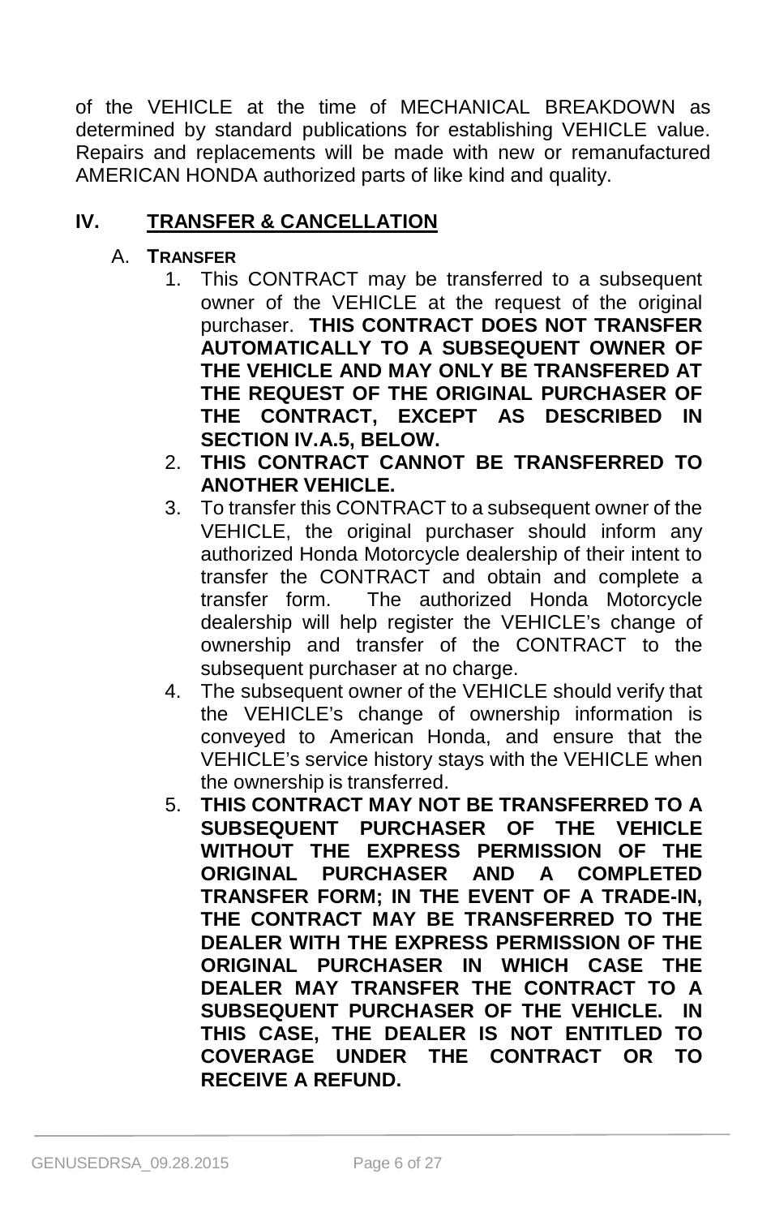of the VEHICLE at the time of MECHANICAL BREAKDOWN as determined by standard publications for establishing VEHICLE value. Repairs and replacements will be made with new or remanufactured AMERICAN HONDA authorized parts of like kind and quality.

## IV. TRANSFER & CANCELLATION

### A. TRANSFER

1. This CONTRACT may be transferred to a subsequent owner of the VEHICLE at the request of the original purchaser. **THIS CONTRACT DOES NOT TRANSFER AUTOMATICALLY TO A SUBSEQUENT OWNER OF THE VEHICLE AND MAY ONLY BE TRANSFERED AT THE REQUEST OF THE ORIGINAL PURCHASER OF THE CONTRACT, EXCEPT AS DESCRIBED IN SECTION IV.A.5, BELOW.**
2. **THIS CONTRACT CANNOT BE TRANSFERRED TO ANOTHER VEHICLE.**
3. To transfer this CONTRACT to a subsequent owner of the VEHICLE, the original purchaser should inform any authorized Honda Motorcycle dealership of their intent to transfer the CONTRACT and obtain and complete a transfer form. The authorized Honda Motorcycle dealership will help register the VEHICLE's change of ownership and transfer of the CONTRACT to the subsequent purchaser at no charge.
4. The subsequent owner of the VEHICLE should verify that the VEHICLE's change of ownership information is conveyed to American Honda, and ensure that the VEHICLE's service history stays with the VEHICLE when the ownership is transferred.
5. **THIS CONTRACT MAY NOT BE TRANSFERRED TO A SUBSEQUENT PURCHASER OF THE VEHICLE WITHOUT THE EXPRESS PERMISSION OF THE ORIGINAL PURCHASER AND A COMPLETED TRANSFER FORM; IN THE EVENT OF A TRADE-IN, THE CONTRACT MAY BE TRANSFERRED TO THE DEALER WITH THE EXPRESS PERMISSION OF THE ORIGINAL PURCHASER IN WHICH CASE THE DEALER MAY TRANSFER THE CONTRACT TO A SUBSEQUENT PURCHASER OF THE VEHICLE. IN THIS CASE, THE DEALER IS NOT ENTITLED TO COVERAGE UNDER THE CONTRACT OR TO RECEIVE A REFUND.**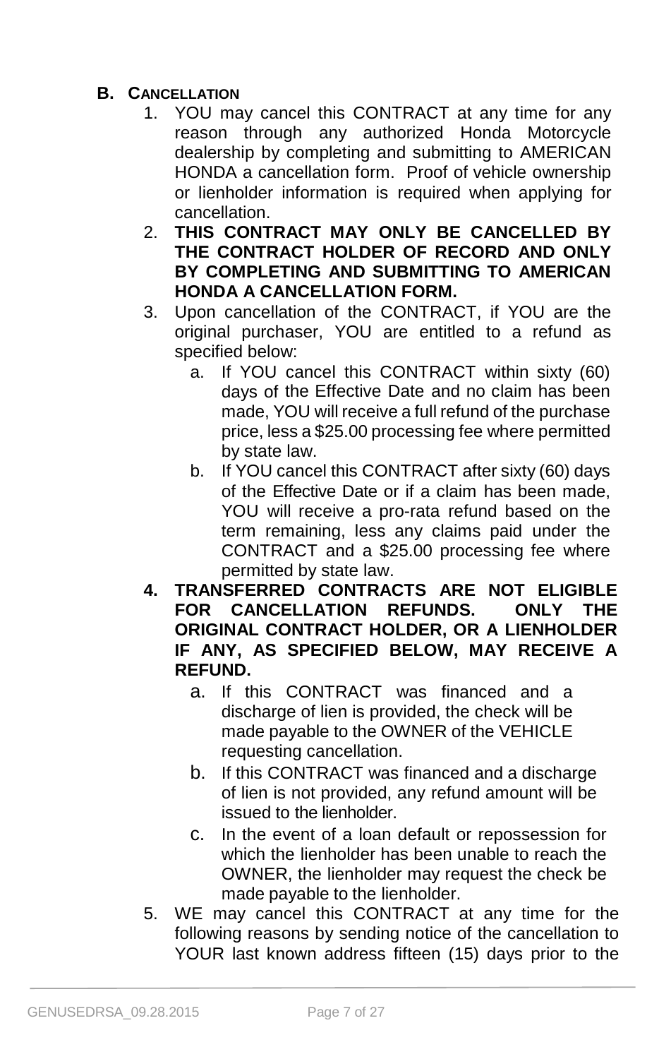## B. CANCELLATION

1. YOU may cancel this CONTRACT at any time for any reason through any authorized Honda Motorcycle dealership by completing and submitting to AMERICAN HONDA a cancellation form. Proof of vehicle ownership or lienholder information is required when applying for cancellation.
2. **THIS CONTRACT MAY ONLY BE CANCELLED BY THE CONTRACT HOLDER OF RECORD AND ONLY BY COMPLETING AND SUBMITTING TO AMERICAN HONDA A CANCELLATION FORM.**
3. Upon cancellation of the CONTRACT, if YOU are the original purchaser, YOU are entitled to a refund as specified below:
   a. If YOU cancel this CONTRACT within sixty (60) days of the Effective Date and no claim has been made, YOU will receive a full refund of the purchase price, less a $25.00 processing fee where permitted by state law.
   b. If YOU cancel this CONTRACT after sixty (60) days of the Effective Date or if a claim has been made, YOU will receive a pro-rata refund based on the term remaining, less any claims paid under the CONTRACT and a $25.00 processing fee where permitted by state law.
4. **TRANSFERRED CONTRACTS ARE NOT ELIGIBLE FOR CANCELLATION REFUNDS. ONLY THE ORIGINAL CONTRACT HOLDER, OR A LIENHOLDER IF ANY, AS SPECIFIED BELOW, MAY RECEIVE A REFUND.**
   a. If this CONTRACT was financed and a discharge of lien is provided, the check will be made payable to the OWNER of the VEHICLE requesting cancellation.
   b. If this CONTRACT was financed and a discharge of lien is not provided, any refund amount will be issued to the lienholder.
   c. In the event of a loan default or repossession for which the lienholder has been unable to reach the OWNER, the lienholder may request the check be made payable to the lienholder.
5. WE may cancel this CONTRACT at any time for the following reasons by sending notice of the cancellation to YOUR last known address fifteen (15) days prior to the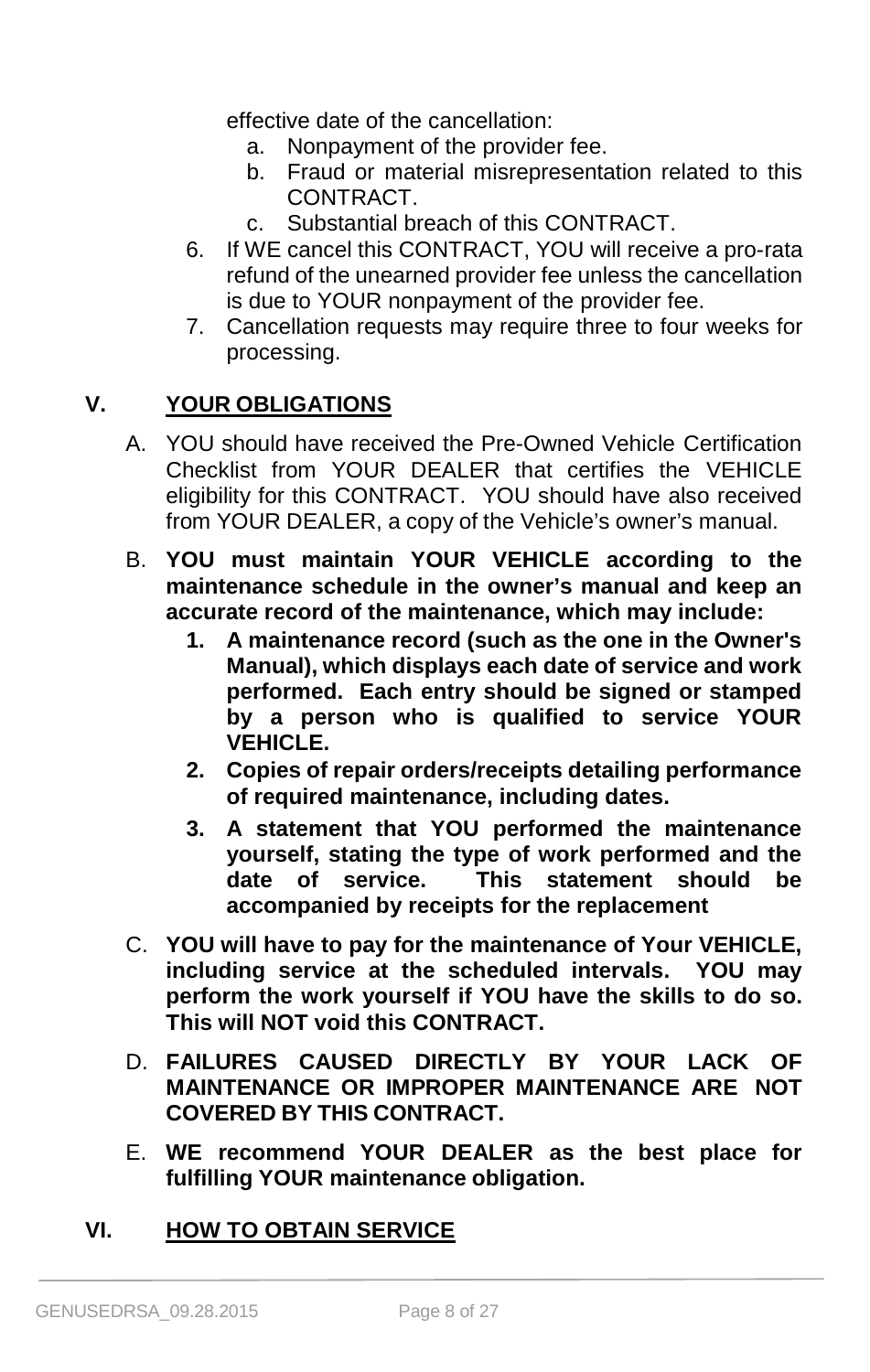effective date of the cancellation:

   a. Nonpayment of the provider fee.
   b. Fraud or material misrepresentation related to this CONTRACT.
   c. Substantial breach of this CONTRACT.

6. If WE cancel this CONTRACT, YOU will receive a pro-rata refund of the unearned provider fee unless the cancellation is due to YOUR nonpayment of the provider fee.
7. Cancellation requests may require three to four weeks for processing.

## V. <u>YOUR OBLIGATIONS</u>

A. YOU should have received the Pre-Owned Vehicle Certification Checklist from YOUR DEALER that certifies the VEHICLE eligibility for this CONTRACT. YOU should have also received from YOUR DEALER, a copy of the Vehicle's owner's manual.

B. **YOU must maintain YOUR VEHICLE according to the maintenance schedule in the owner's manual and keep an accurate record of the maintenance, which may include:**

   1. **A maintenance record (such as the one in the Owner's Manual), which displays each date of service and work performed. Each entry should be signed or stamped by a person who is qualified to service YOUR VEHICLE.**
   2. **Copies of repair orders/receipts detailing performance of required maintenance, including dates.**
   3. **A statement that YOU performed the maintenance yourself, stating the type of work performed and the date of service. This statement should be accompanied by receipts for the replacement**

C. **YOU will have to pay for the maintenance of Your VEHICLE, including service at the scheduled intervals. YOU may perform the work yourself if YOU have the skills to do so. This will NOT void this CONTRACT.**

D. **FAILURES CAUSED DIRECTLY BY YOUR LACK OF MAINTENANCE OR IMPROPER MAINTENANCE ARE NOT COVERED BY THIS CONTRACT.**

E. **WE recommend YOUR DEALER as the best place for fulfilling YOUR maintenance obligation.**

## VI. <u>HOW TO OBTAIN SERVICE</u>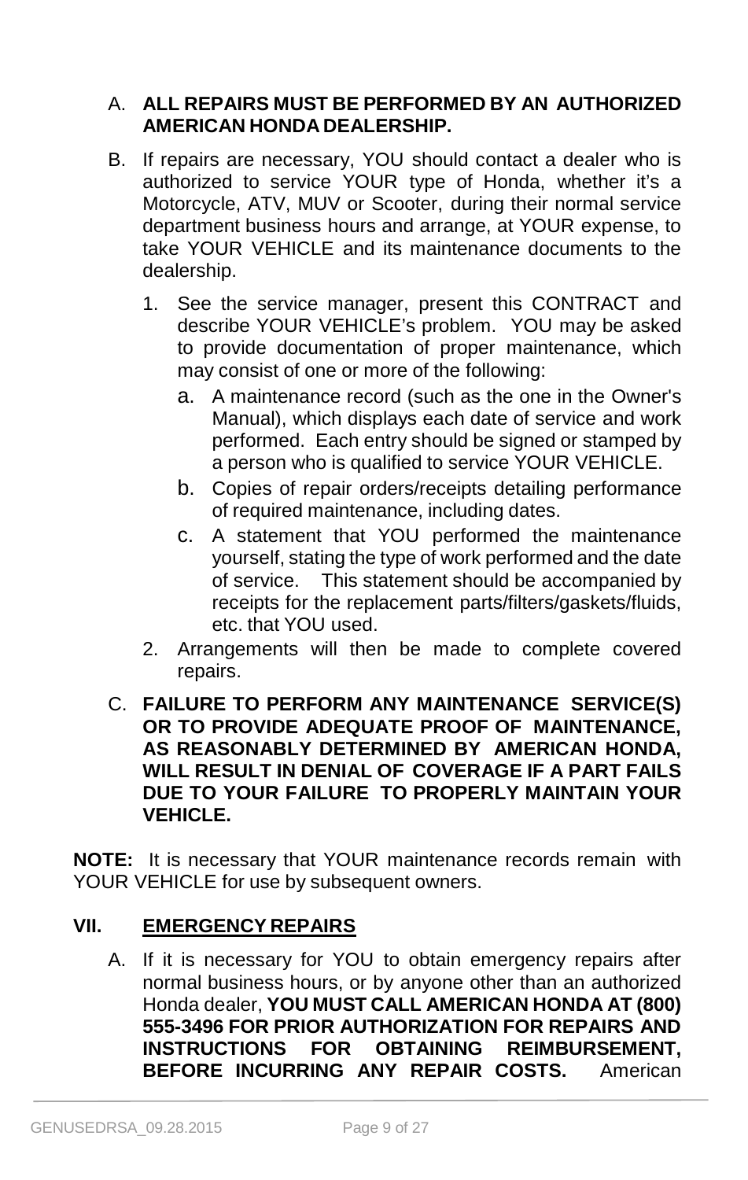A. **ALL REPAIRS MUST BE PERFORMED BY AN AUTHORIZED AMERICAN HONDA DEALERSHIP.**

B. If repairs are necessary, YOU should contact a dealer who is authorized to service YOUR type of Honda, whether it's a Motorcycle, ATV, MUV or Scooter, during their normal service department business hours and arrange, at YOUR expense, to take YOUR VEHICLE and its maintenance documents to the dealership.

   1. See the service manager, present this CONTRACT and describe YOUR VEHICLE's problem. YOU may be asked to provide documentation of proper maintenance, which may consist of one or more of the following:

      a. A maintenance record (such as the one in the Owner's Manual), which displays each date of service and work performed. Each entry should be signed or stamped by a person who is qualified to service YOUR VEHICLE.

      b. Copies of repair orders/receipts detailing performance of required maintenance, including dates.

      c. A statement that YOU performed the maintenance yourself, stating the type of work performed and the date of service. This statement should be accompanied by receipts for the replacement parts/filters/gaskets/fluids, etc. that YOU used.

   2. Arrangements will then be made to complete covered repairs.

C. **FAILURE TO PERFORM ANY MAINTENANCE SERVICE(S) OR TO PROVIDE ADEQUATE PROOF OF MAINTENANCE, AS REASONABLY DETERMINED BY AMERICAN HONDA, WILL RESULT IN DENIAL OF COVERAGE IF A PART FAILS DUE TO YOUR FAILURE TO PROPERLY MAINTAIN YOUR VEHICLE.**

**NOTE:** It is necessary that YOUR maintenance records remain with YOUR VEHICLE for use by subsequent owners.

## VII. EMERGENCY REPAIRS

A. If it is necessary for YOU to obtain emergency repairs after normal business hours, or by anyone other than an authorized Honda dealer, **YOU MUST CALL AMERICAN HONDA AT (800) 555-3496 FOR PRIOR AUTHORIZATION FOR REPAIRS AND INSTRUCTIONS FOR OBTAINING REIMBURSEMENT, BEFORE INCURRING ANY REPAIR COSTS.** American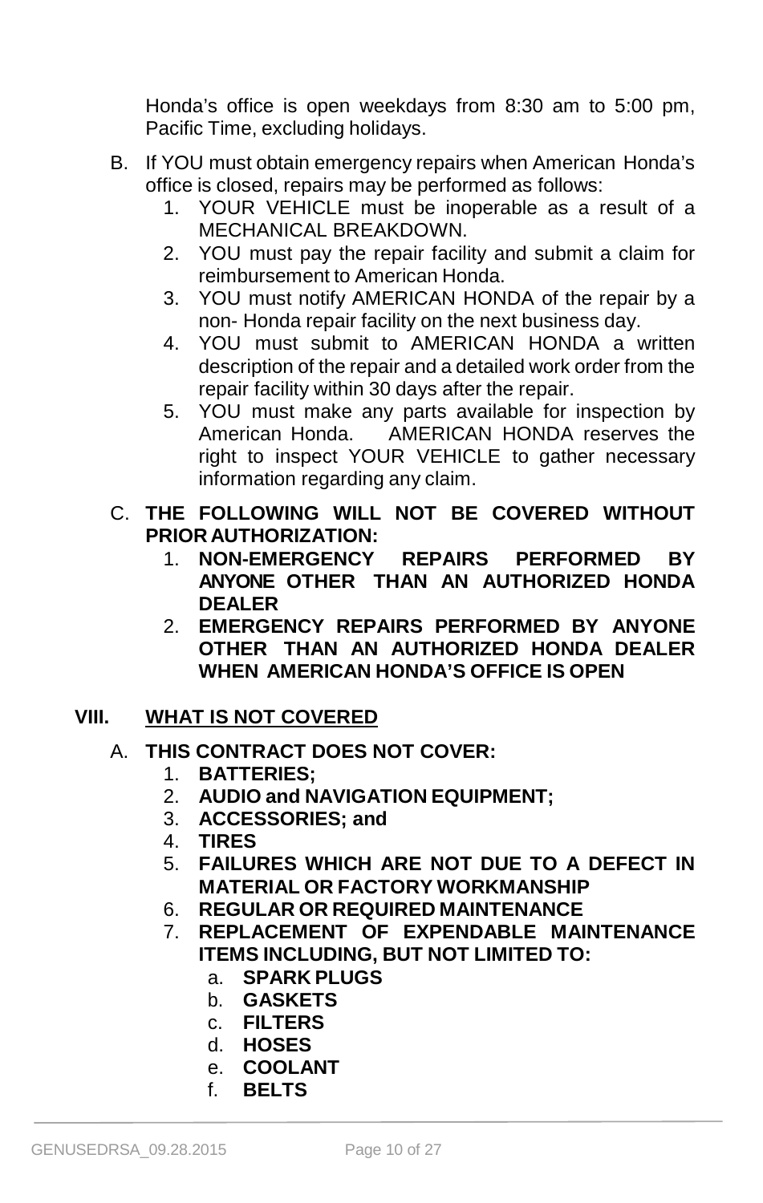Honda's office is open weekdays from 8:30 am to 5:00 pm, Pacific Time, excluding holidays.

B. If YOU must obtain emergency repairs when American Honda's office is closed, repairs may be performed as follows:
   1. YOUR VEHICLE must be inoperable as a result of a MECHANICAL BREAKDOWN.
   2. YOU must pay the repair facility and submit a claim for reimbursement to American Honda.
   3. YOU must notify AMERICAN HONDA of the repair by a non- Honda repair facility on the next business day.
   4. YOU must submit to AMERICAN HONDA a written description of the repair and a detailed work order from the repair facility within 30 days after the repair.
   5. YOU must make any parts available for inspection by American Honda. AMERICAN HONDA reserves the right to inspect YOUR VEHICLE to gather necessary information regarding any claim.

C. **THE FOLLOWING WILL NOT BE COVERED WITHOUT PRIOR AUTHORIZATION:**
   1. **NON-EMERGENCY REPAIRS PERFORMED BY ANYONE OTHER THAN AN AUTHORIZED HONDA DEALER**
   2. **EMERGENCY REPAIRS PERFORMED BY ANYONE OTHER THAN AN AUTHORIZED HONDA DEALER WHEN AMERICAN HONDA'S OFFICE IS OPEN**

## VIII. WHAT IS NOT COVERED

A. **THIS CONTRACT DOES NOT COVER:**
   1. **BATTERIES;**
   2. **AUDIO and NAVIGATION EQUIPMENT;**
   3. **ACCESSORIES; and**
   4. **TIRES**
   5. **FAILURES WHICH ARE NOT DUE TO A DEFECT IN MATERIAL OR FACTORY WORKMANSHIP**
   6. **REGULAR OR REQUIRED MAINTENANCE**
   7. **REPLACEMENT OF EXPENDABLE MAINTENANCE ITEMS INCLUDING, BUT NOT LIMITED TO:**
      a. **SPARK PLUGS**
      b. **GASKETS**
      c. **FILTERS**
      d. **HOSES**
      e. **COOLANT**
      f. **BELTS**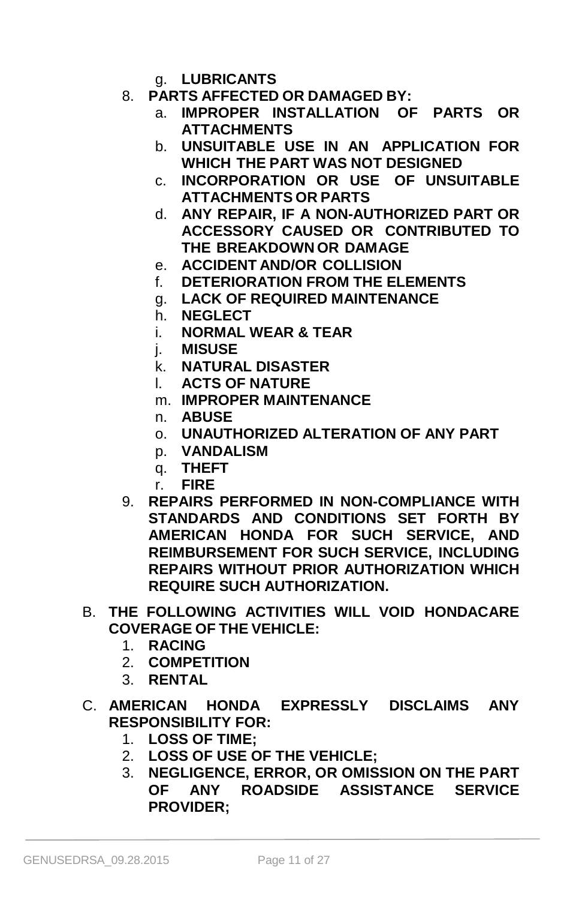g. **LUBRICANTS**
8. **PARTS AFFECTED OR DAMAGED BY:**
   a. **IMPROPER INSTALLATION OF PARTS OR ATTACHMENTS**
   b. **UNSUITABLE USE IN AN APPLICATION FOR WHICH THE PART WAS NOT DESIGNED**
   c. **INCORPORATION OR USE OF UNSUITABLE ATTACHMENTS OR PARTS**
   d. **ANY REPAIR, IF A NON-AUTHORIZED PART OR ACCESSORY CAUSED OR CONTRIBUTED TO THE BREAKDOWN OR DAMAGE**
   e. **ACCIDENT AND/OR COLLISION**
   f. **DETERIORATION FROM THE ELEMENTS**
   g. **LACK OF REQUIRED MAINTENANCE**
   h. **NEGLECT**
   i. **NORMAL WEAR & TEAR**
   j. **MISUSE**
   k. **NATURAL DISASTER**
   l. **ACTS OF NATURE**
   m. **IMPROPER MAINTENANCE**
   n. **ABUSE**
   o. **UNAUTHORIZED ALTERATION OF ANY PART**
   p. **VANDALISM**
   q. **THEFT**
   r. **FIRE**
9. **REPAIRS PERFORMED IN NON-COMPLIANCE WITH STANDARDS AND CONDITIONS SET FORTH BY AMERICAN HONDA FOR SUCH SERVICE, AND REIMBURSEMENT FOR SUCH SERVICE, INCLUDING REPAIRS WITHOUT PRIOR AUTHORIZATION WHICH REQUIRE SUCH AUTHORIZATION.**

B. **THE FOLLOWING ACTIVITIES WILL VOID HONDACARE COVERAGE OF THE VEHICLE:**
   1. **RACING**
   2. **COMPETITION**
   3. **RENTAL**

C. **AMERICAN HONDA EXPRESSLY DISCLAIMS ANY RESPONSIBILITY FOR:**
   1. **LOSS OF TIME;**
   2. **LOSS OF USE OF THE VEHICLE;**
   3. **NEGLIGENCE, ERROR, OR OMISSION ON THE PART OF ANY ROADSIDE ASSISTANCE SERVICE PROVIDER;**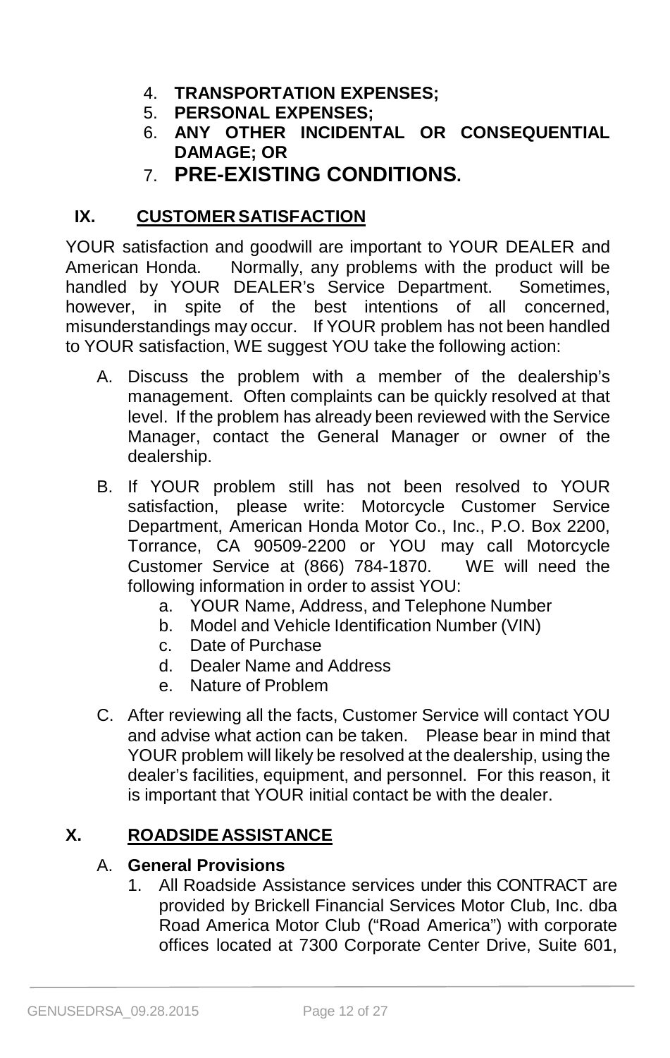4. **TRANSPORTATION EXPENSES;**
5. **PERSONAL EXPENSES;**
6. **ANY OTHER INCIDENTAL OR CONSEQUENTIAL DAMAGE; OR**
7. **PRE-EXISTING CONDITIONS.**

## IX. CUSTOMER SATISFACTION

YOUR satisfaction and goodwill are important to YOUR DEALER and American Honda. Normally, any problems with the product will be handled by YOUR DEALER's Service Department. Sometimes, however, in spite of the best intentions of all concerned, misunderstandings may occur. If YOUR problem has not been handled to YOUR satisfaction, WE suggest YOU take the following action:

A. Discuss the problem with a member of the dealership's management. Often complaints can be quickly resolved at that level. If the problem has already been reviewed with the Service Manager, contact the General Manager or owner of the dealership.

B. If YOUR problem still has not been resolved to YOUR satisfaction, please write: Motorcycle Customer Service Department, American Honda Motor Co., Inc., P.O. Box 2200, Torrance, CA 90509-2200 or YOU may call Motorcycle Customer Service at (866) 784-1870. WE will need the following information in order to assist YOU:
   a. YOUR Name, Address, and Telephone Number
   b. Model and Vehicle Identification Number (VIN)
   c. Date of Purchase
   d. Dealer Name and Address
   e. Nature of Problem

C. After reviewing all the facts, Customer Service will contact YOU and advise what action can be taken. Please bear in mind that YOUR problem will likely be resolved at the dealership, using the dealer's facilities, equipment, and personnel. For this reason, it is important that YOUR initial contact be with the dealer.

## X. ROADSIDE ASSISTANCE

A. **General Provisions**
   1. All Roadside Assistance services under this CONTRACT are provided by Brickell Financial Services Motor Club, Inc. dba Road America Motor Club ("Road America") with corporate offices located at 7300 Corporate Center Drive, Suite 601,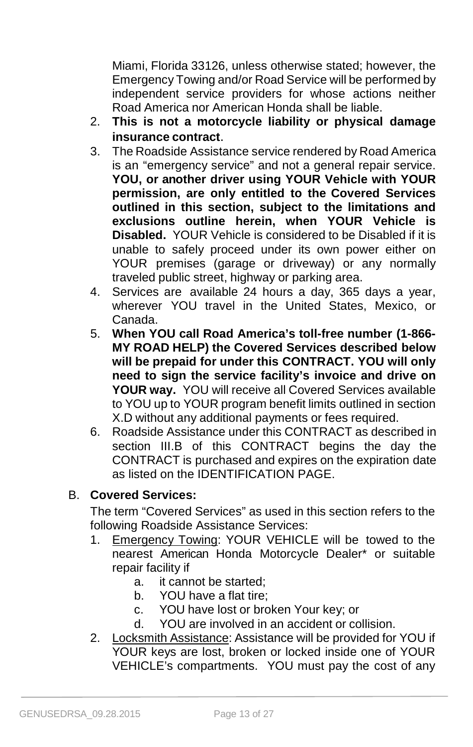Miami, Florida 33126, unless otherwise stated; however, the Emergency Towing and/or Road Service will be performed by independent service providers for whose actions neither Road America nor American Honda shall be liable.

2. **This is not a motorcycle liability or physical damage insurance contract**.
3. The Roadside Assistance service rendered by Road America is an "emergency service" and not a general repair service. **YOU, or another driver using YOUR Vehicle with YOUR permission, are only entitled to the Covered Services outlined in this section, subject to the limitations and exclusions outline herein, when YOUR Vehicle is Disabled.** YOUR Vehicle is considered to be Disabled if it is unable to safely proceed under its own power either on YOUR premises (garage or driveway) or any normally traveled public street, highway or parking area.
4. Services are available 24 hours a day, 365 days a year, wherever YOU travel in the United States, Mexico, or Canada.
5. **When YOU call Road America's toll-free number (1-866-MY ROAD HELP) the Covered Services described below will be prepaid for under this CONTRACT. YOU will only need to sign the service facility's invoice and drive on YOUR way.** YOU will receive all Covered Services available to YOU up to YOUR program benefit limits outlined in section X.D without any additional payments or fees required.
6. Roadside Assistance under this CONTRACT as described in section III.B of this CONTRACT begins the day the CONTRACT is purchased and expires on the expiration date as listed on the IDENTIFICATION PAGE.

B. **Covered Services:**

The term "Covered Services" as used in this section refers to the following Roadside Assistance Services:

1. <u>Emergency Towing</u>: YOUR VEHICLE will be towed to the nearest American Honda Motorcycle Dealer* or suitable repair facility if
   a. it cannot be started;
   b. YOU have a flat tire;
   c. YOU have lost or broken Your key; or
   d. YOU are involved in an accident or collision.
2. <u>Locksmith Assistance</u>: Assistance will be provided for YOU if YOUR keys are lost, broken or locked inside one of YOUR VEHICLE's compartments. YOU must pay the cost of any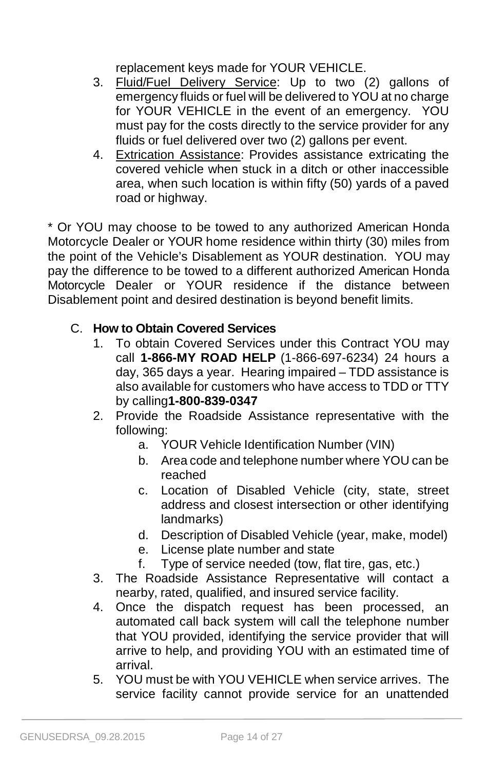replacement keys made for YOUR VEHICLE.

3. Fluid/Fuel Delivery Service: Up to two (2) gallons of emergency fluids or fuel will be delivered to YOU at no charge for YOUR VEHICLE in the event of an emergency. YOU must pay for the costs directly to the service provider for any fluids or fuel delivered over two (2) gallons per event.
4. Extrication Assistance: Provides assistance extricating the covered vehicle when stuck in a ditch or other inaccessible area, when such location is within fifty (50) yards of a paved road or highway.

* Or YOU may choose to be towed to any authorized American Honda Motorcycle Dealer or YOUR home residence within thirty (30) miles from the point of the Vehicle's Disablement as YOUR destination. YOU may pay the difference to be towed to a different authorized American Honda Motorcycle Dealer or YOUR residence if the distance between Disablement point and desired destination is beyond benefit limits.

C. **How to Obtain Covered Services**

1. To obtain Covered Services under this Contract YOU may call **1-866-MY ROAD HELP** (1-866-697-6234) 24 hours a day, 365 days a year. Hearing impaired – TDD assistance is also available for customers who have access to TDD or TTY by calling**1-800-839-0347**
2. Provide the Roadside Assistance representative with the following:
   a. YOUR Vehicle Identification Number (VIN)
   b. Area code and telephone number where YOU can be reached
   c. Location of Disabled Vehicle (city, state, street address and closest intersection or other identifying landmarks)
   d. Description of Disabled Vehicle (year, make, model)
   e. License plate number and state
   f. Type of service needed (tow, flat tire, gas, etc.)
3. The Roadside Assistance Representative will contact a nearby, rated, qualified, and insured service facility.
4. Once the dispatch request has been processed, an automated call back system will call the telephone number that YOU provided, identifying the service provider that will arrive to help, and providing YOU with an estimated time of arrival.
5. YOU must be with YOU VEHICLE when service arrives. The service facility cannot provide service for an unattended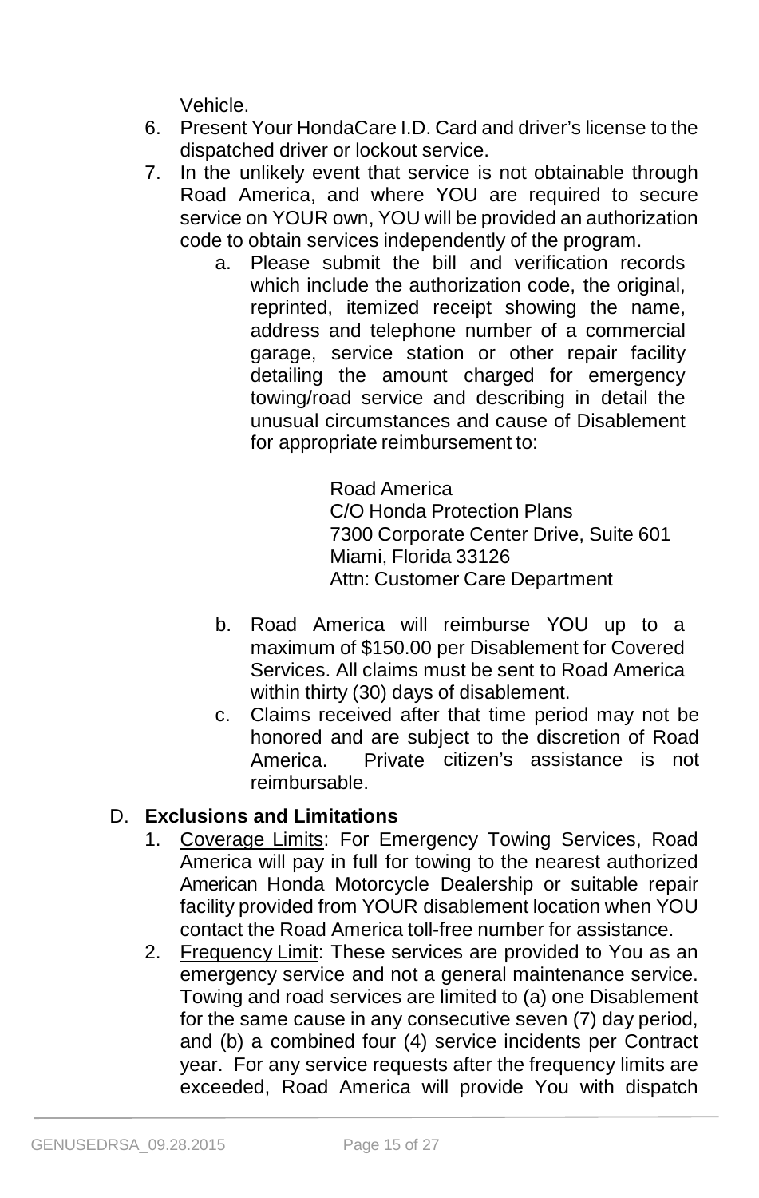Vehicle.

6. Present Your HondaCare I.D. Card and driver's license to the dispatched driver or lockout service.
7. In the unlikely event that service is not obtainable through Road America, and where YOU are required to secure service on YOUR own, YOU will be provided an authorization code to obtain services independently of the program.
   a. Please submit the bill and verification records which include the authorization code, the original, reprinted, itemized receipt showing the name, address and telephone number of a commercial garage, service station or other repair facility detailing the amount charged for emergency towing/road service and describing in detail the unusual circumstances and cause of Disablement for appropriate reimbursement to:

      Road America
      C/O Honda Protection Plans
      7300 Corporate Center Drive, Suite 601
      Miami, Florida 33126
      Attn: Customer Care Department

   b. Road America will reimburse YOU up to a maximum of $150.00 per Disablement for Covered Services. All claims must be sent to Road America within thirty (30) days of disablement.
   c. Claims received after that time period may not be honored and are subject to the discretion of Road America. Private citizen's assistance is not reimbursable.

D. **Exclusions and Limitations**

1. Coverage Limits: For Emergency Towing Services, Road America will pay in full for towing to the nearest authorized American Honda Motorcycle Dealership or suitable repair facility provided from YOUR disablement location when YOU contact the Road America toll-free number for assistance.
2. Frequency Limit: These services are provided to You as an emergency service and not a general maintenance service. Towing and road services are limited to (a) one Disablement for the same cause in any consecutive seven (7) day period, and (b) a combined four (4) service incidents per Contract year. For any service requests after the frequency limits are exceeded, Road America will provide You with dispatch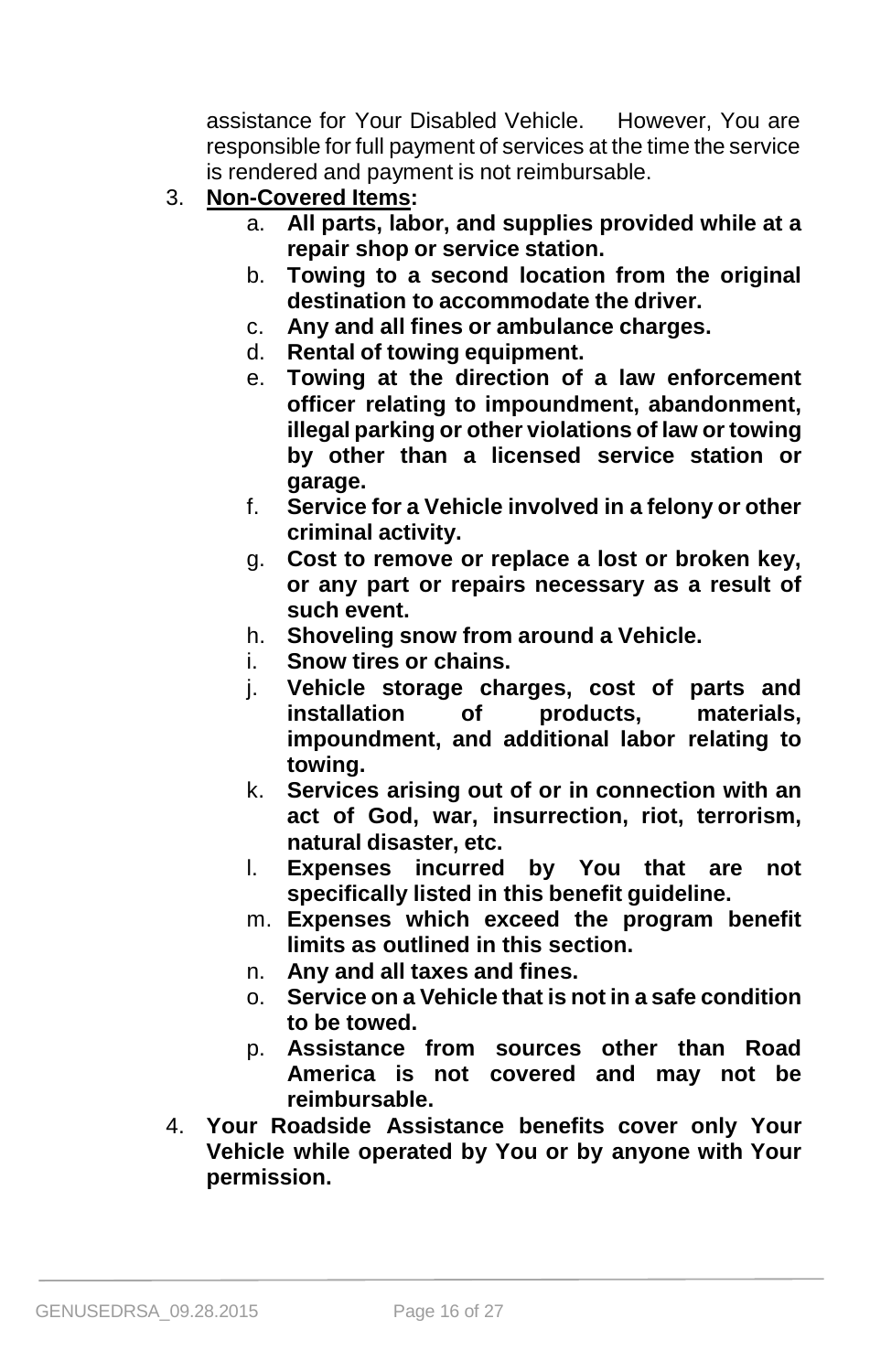assistance for Your Disabled Vehicle. However, You are responsible for full payment of services at the time the service is rendered and payment is not reimbursable.

3. **Non-Covered Items:**
    a. **All parts, labor, and supplies provided while at a repair shop or service station.**
    b. **Towing to a second location from the original destination to accommodate the driver.**
    c. **Any and all fines or ambulance charges.**
    d. **Rental of towing equipment.**
    e. **Towing at the direction of a law enforcement officer relating to impoundment, abandonment, illegal parking or other violations of law or towing by other than a licensed service station or garage.**
    f. **Service for a Vehicle involved in a felony or other criminal activity.**
    g. **Cost to remove or replace a lost or broken key, or any part or repairs necessary as a result of such event.**
    h. **Shoveling snow from around a Vehicle.**
    i. **Snow tires or chains.**
    j. **Vehicle storage charges, cost of parts and installation of products, materials, impoundment, and additional labor relating to towing.**
    k. **Services arising out of or in connection with an act of God, war, insurrection, riot, terrorism, natural disaster, etc.**
    l. **Expenses incurred by You that are not specifically listed in this benefit guideline.**
    m. **Expenses which exceed the program benefit limits as outlined in this section.**
    n. **Any and all taxes and fines.**
    o. **Service on a Vehicle that is not in a safe condition to be towed.**
    p. **Assistance from sources other than Road America is not covered and may not be reimbursable.**
4. **Your Roadside Assistance benefits cover only Your Vehicle while operated by You or by anyone with Your permission.**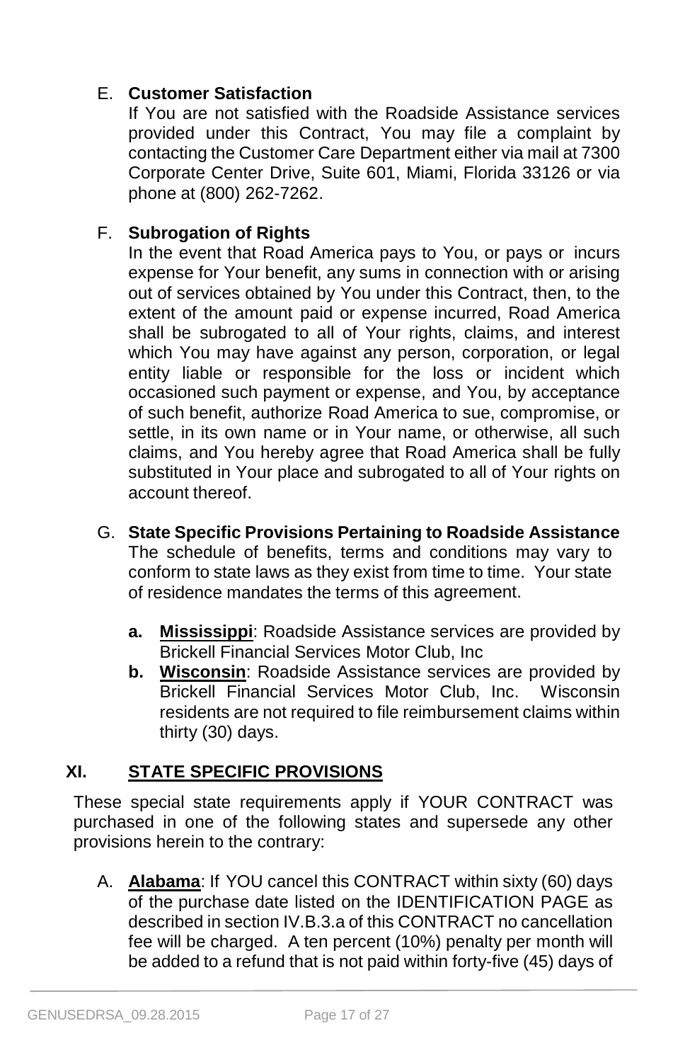E. **Customer Satisfaction**

If You are not satisfied with the Roadside Assistance services provided under this Contract, You may file a complaint by contacting the Customer Care Department either via mail at 7300 Corporate Center Drive, Suite 601, Miami, Florida 33126 or via phone at (800) 262-7262.

F. **Subrogation of Rights**

In the event that Road America pays to You, or pays or incurs expense for Your benefit, any sums in connection with or arising out of services obtained by You under this Contract, then, to the extent of the amount paid or expense incurred, Road America shall be subrogated to all of Your rights, claims, and interest which You may have against any person, corporation, or legal entity liable or responsible for the loss or incident which occasioned such payment or expense, and You, by acceptance of such benefit, authorize Road America to sue, compromise, or settle, in its own name or in Your name, or otherwise, all such claims, and You hereby agree that Road America shall be fully substituted in Your place and subrogated to all of Your rights on account thereof.

G. **State Specific Provisions Pertaining to Roadside Assistance**

The schedule of benefits, terms and conditions may vary to conform to state laws as they exist from time to time. Your state of residence mandates the terms of this agreement.

- **a.** **Mississippi**: Roadside Assistance services are provided by Brickell Financial Services Motor Club, Inc
- **b.** **Wisconsin**: Roadside Assistance services are provided by Brickell Financial Services Motor Club, Inc. Wisconsin residents are not required to file reimbursement claims within thirty (30) days.

## XI. STATE SPECIFIC PROVISIONS

These special state requirements apply if YOUR CONTRACT was purchased in one of the following states and supersede any other provisions herein to the contrary:

A. **Alabama**: If YOU cancel this CONTRACT within sixty (60) days of the purchase date listed on the IDENTIFICATION PAGE as described in section IV.B.3.a of this CONTRACT no cancellation fee will be charged. A ten percent (10%) penalty per month will be added to a refund that is not paid within forty-five (45) days of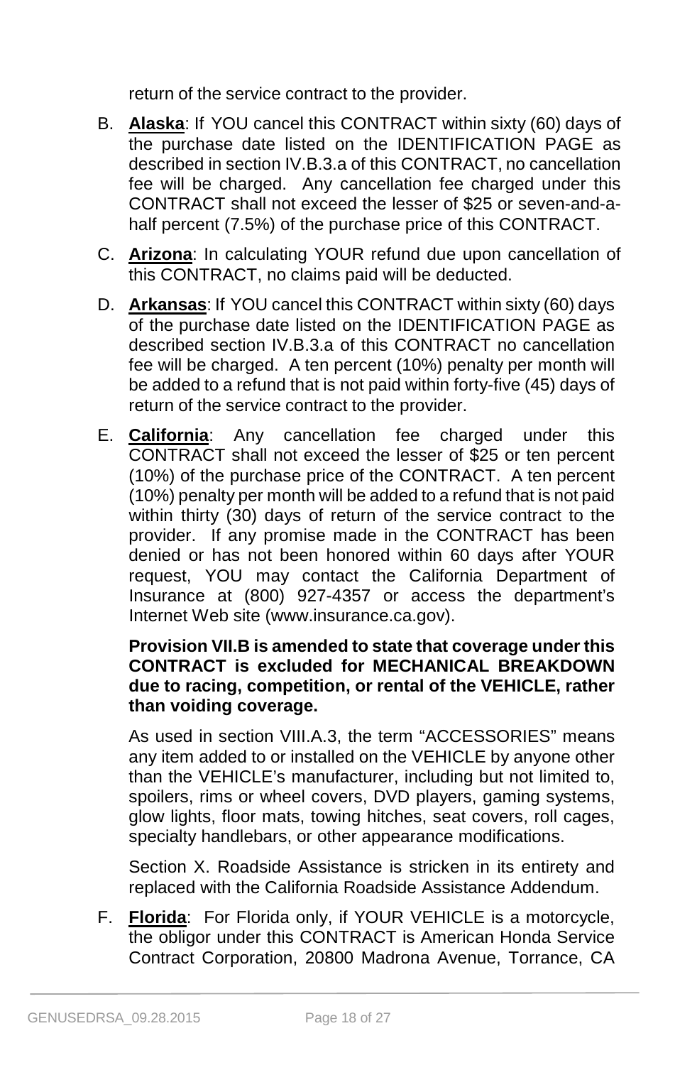return of the service contract to the provider.

B. **Alaska**: If YOU cancel this CONTRACT within sixty (60) days of the purchase date listed on the IDENTIFICATION PAGE as described in section IV.B.3.a of this CONTRACT, no cancellation fee will be charged. Any cancellation fee charged under this CONTRACT shall not exceed the lesser of $25 or seven-and-a-half percent (7.5%) of the purchase price of this CONTRACT.

C. **Arizona**: In calculating YOUR refund due upon cancellation of this CONTRACT, no claims paid will be deducted.

D. **Arkansas**: If YOU cancel this CONTRACT within sixty (60) days of the purchase date listed on the IDENTIFICATION PAGE as described section IV.B.3.a of this CONTRACT no cancellation fee will be charged. A ten percent (10%) penalty per month will be added to a refund that is not paid within forty-five (45) days of return of the service contract to the provider.

E. **California**: Any cancellation fee charged under this CONTRACT shall not exceed the lesser of $25 or ten percent (10%) of the purchase price of the CONTRACT. A ten percent (10%) penalty per month will be added to a refund that is not paid within thirty (30) days of return of the service contract to the provider. If any promise made in the CONTRACT has been denied or has not been honored within 60 days after YOUR request, YOU may contact the California Department of Insurance at (800) 927-4357 or access the department's Internet Web site (www.insurance.ca.gov).

   **Provision VII.B is amended to state that coverage under this CONTRACT is excluded for MECHANICAL BREAKDOWN due to racing, competition, or rental of the VEHICLE, rather than voiding coverage.**

   As used in section VIII.A.3, the term "ACCESSORIES" means any item added to or installed on the VEHICLE by anyone other than the VEHICLE's manufacturer, including but not limited to, spoilers, rims or wheel covers, DVD players, gaming systems, glow lights, floor mats, towing hitches, seat covers, roll cages, specialty handlebars, or other appearance modifications.

   Section X. Roadside Assistance is stricken in its entirety and replaced with the California Roadside Assistance Addendum.

F. **Florida**: For Florida only, if YOUR VEHICLE is a motorcycle, the obligor under this CONTRACT is American Honda Service Contract Corporation, 20800 Madrona Avenue, Torrance, CA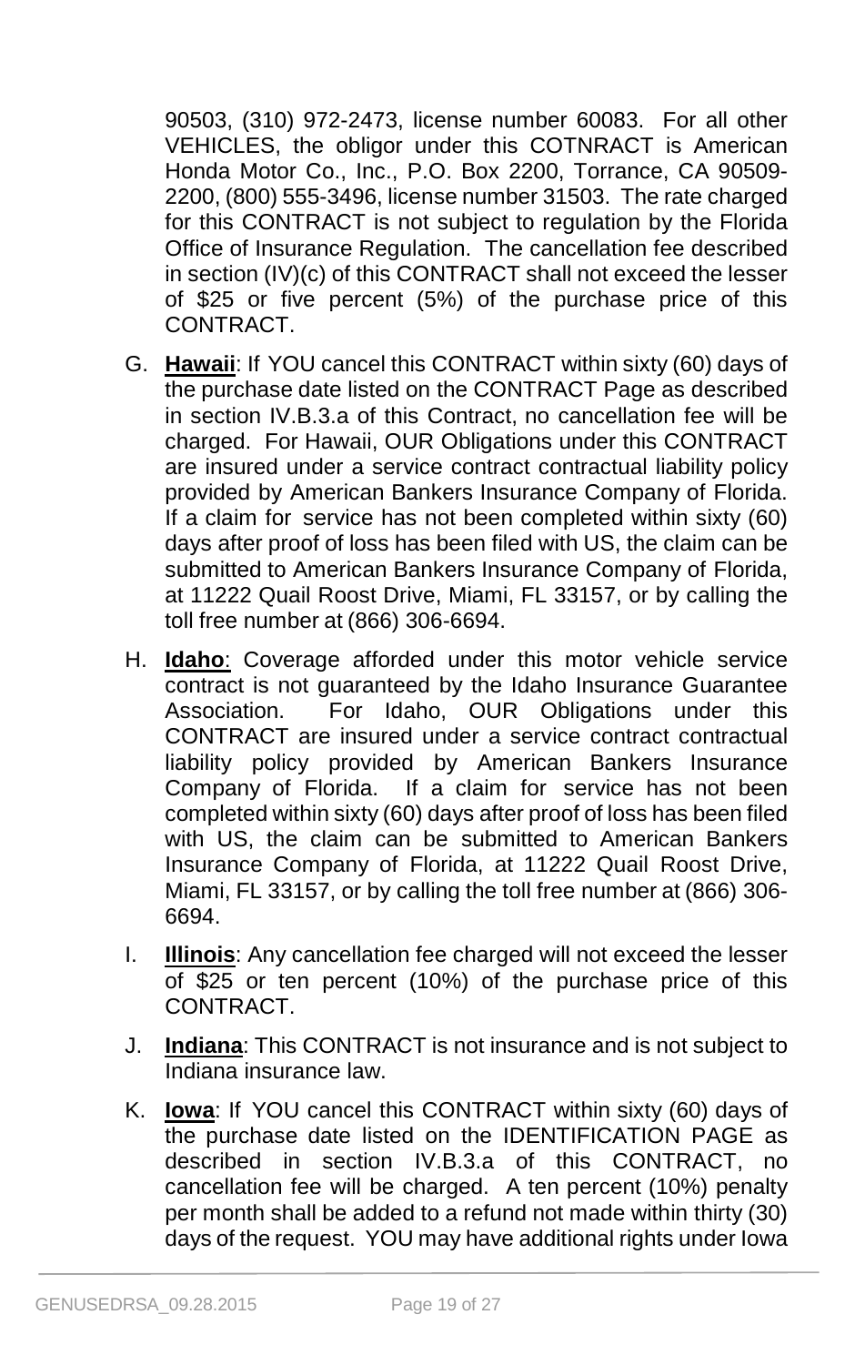90503, (310) 972-2473, license number 60083. For all other VEHICLES, the obligor under this COTNRACT is American Honda Motor Co., Inc., P.O. Box 2200, Torrance, CA 90509-2200, (800) 555-3496, license number 31503. The rate charged for this CONTRACT is not subject to regulation by the Florida Office of Insurance Regulation. The cancellation fee described in section (IV)(c) of this CONTRACT shall not exceed the lesser of $25 or five percent (5%) of the purchase price of this CONTRACT.

G. **Hawaii**: If YOU cancel this CONTRACT within sixty (60) days of the purchase date listed on the CONTRACT Page as described in section IV.B.3.a of this Contract, no cancellation fee will be charged. For Hawaii, OUR Obligations under this CONTRACT are insured under a service contract contractual liability policy provided by American Bankers Insurance Company of Florida. If a claim for service has not been completed within sixty (60) days after proof of loss has been filed with US, the claim can be submitted to American Bankers Insurance Company of Florida, at 11222 Quail Roost Drive, Miami, FL 33157, or by calling the toll free number at (866) 306-6694.

H. **Idaho**: Coverage afforded under this motor vehicle service contract is not guaranteed by the Idaho Insurance Guarantee Association. For Idaho, OUR Obligations under this CONTRACT are insured under a service contract contractual liability policy provided by American Bankers Insurance Company of Florida. If a claim for service has not been completed within sixty (60) days after proof of loss has been filed with US, the claim can be submitted to American Bankers Insurance Company of Florida, at 11222 Quail Roost Drive, Miami, FL 33157, or by calling the toll free number at (866) 306-6694.

I. **Illinois**: Any cancellation fee charged will not exceed the lesser of $25 or ten percent (10%) of the purchase price of this CONTRACT.

J. **Indiana**: This CONTRACT is not insurance and is not subject to Indiana insurance law.

K. **Iowa**: If YOU cancel this CONTRACT within sixty (60) days of the purchase date listed on the IDENTIFICATION PAGE as described in section IV.B.3.a of this CONTRACT, no cancellation fee will be charged. A ten percent (10%) penalty per month shall be added to a refund not made within thirty (30) days of the request. YOU may have additional rights under Iowa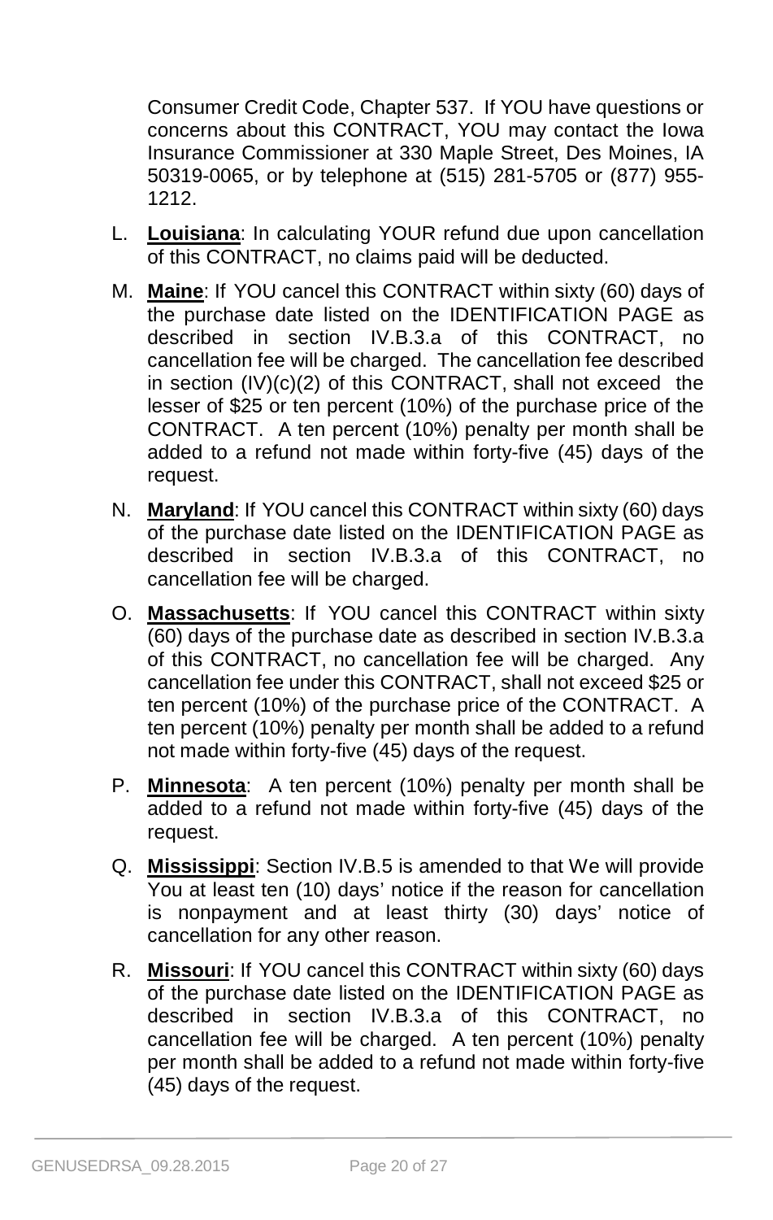Consumer Credit Code, Chapter 537. If YOU have questions or concerns about this CONTRACT, YOU may contact the Iowa Insurance Commissioner at 330 Maple Street, Des Moines, IA 50319-0065, or by telephone at (515) 281-5705 or (877) 955-1212.

L. **Louisiana**: In calculating YOUR refund due upon cancellation of this CONTRACT, no claims paid will be deducted.

M. **Maine**: If YOU cancel this CONTRACT within sixty (60) days of the purchase date listed on the IDENTIFICATION PAGE as described in section IV.B.3.a of this CONTRACT, no cancellation fee will be charged. The cancellation fee described in section (IV)(c)(2) of this CONTRACT, shall not exceed the lesser of $25 or ten percent (10%) of the purchase price of the CONTRACT. A ten percent (10%) penalty per month shall be added to a refund not made within forty-five (45) days of the request.

N. **Maryland**: If YOU cancel this CONTRACT within sixty (60) days of the purchase date listed on the IDENTIFICATION PAGE as described in section IV.B.3.a of this CONTRACT, no cancellation fee will be charged.

O. **Massachusetts**: If YOU cancel this CONTRACT within sixty (60) days of the purchase date as described in section IV.B.3.a of this CONTRACT, no cancellation fee will be charged. Any cancellation fee under this CONTRACT, shall not exceed $25 or ten percent (10%) of the purchase price of the CONTRACT. A ten percent (10%) penalty per month shall be added to a refund not made within forty-five (45) days of the request.

P. **Minnesota**: A ten percent (10%) penalty per month shall be added to a refund not made within forty-five (45) days of the request.

Q. **Mississippi**: Section IV.B.5 is amended to that We will provide You at least ten (10) days' notice if the reason for cancellation is nonpayment and at least thirty (30) days' notice of cancellation for any other reason.

R. **Missouri**: If YOU cancel this CONTRACT within sixty (60) days of the purchase date listed on the IDENTIFICATION PAGE as described in section IV.B.3.a of this CONTRACT, no cancellation fee will be charged. A ten percent (10%) penalty per month shall be added to a refund not made within forty-five (45) days of the request.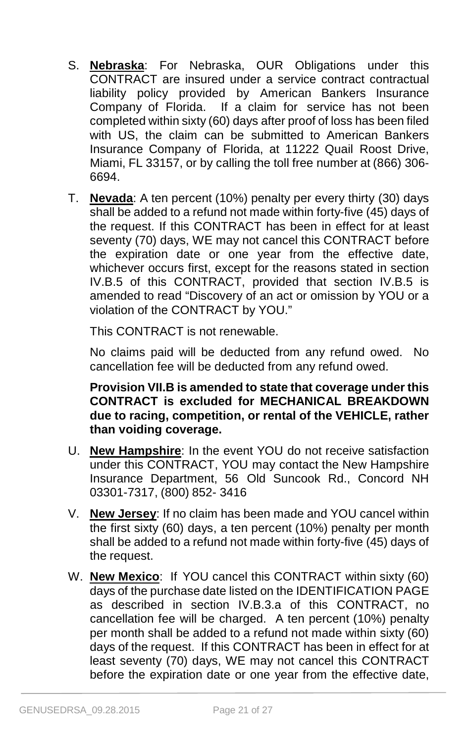S. **Nebraska**: For Nebraska, OUR Obligations under this CONTRACT are insured under a service contract contractual liability policy provided by American Bankers Insurance Company of Florida. If a claim for service has not been completed within sixty (60) days after proof of loss has been filed with US, the claim can be submitted to American Bankers Insurance Company of Florida, at 11222 Quail Roost Drive, Miami, FL 33157, or by calling the toll free number at (866) 306-6694.

T. **Nevada**: A ten percent (10%) penalty per every thirty (30) days shall be added to a refund not made within forty-five (45) days of the request. If this CONTRACT has been in effect for at least seventy (70) days, WE may not cancel this CONTRACT before the expiration date or one year from the effective date, whichever occurs first, except for the reasons stated in section IV.B.5 of this CONTRACT, provided that section IV.B.5 is amended to read "Discovery of an act or omission by YOU or a violation of the CONTRACT by YOU."

   This CONTRACT is not renewable.

   No claims paid will be deducted from any refund owed. No cancellation fee will be deducted from any refund owed.

   **Provision VII.B is amended to state that coverage under this CONTRACT is excluded for MECHANICAL BREAKDOWN due to racing, competition, or rental of the VEHICLE, rather than voiding coverage.**

U. **New Hampshire**: In the event YOU do not receive satisfaction under this CONTRACT, YOU may contact the New Hampshire Insurance Department, 56 Old Suncook Rd., Concord NH 03301-7317, (800) 852- 3416

V. **New Jersey**: If no claim has been made and YOU cancel within the first sixty (60) days, a ten percent (10%) penalty per month shall be added to a refund not made within forty-five (45) days of the request.

W. **New Mexico**: If YOU cancel this CONTRACT within sixty (60) days of the purchase date listed on the IDENTIFICATION PAGE as described in section IV.B.3.a of this CONTRACT, no cancellation fee will be charged. A ten percent (10%) penalty per month shall be added to a refund not made within sixty (60) days of the request. If this CONTRACT has been in effect for at least seventy (70) days, WE may not cancel this CONTRACT before the expiration date or one year from the effective date,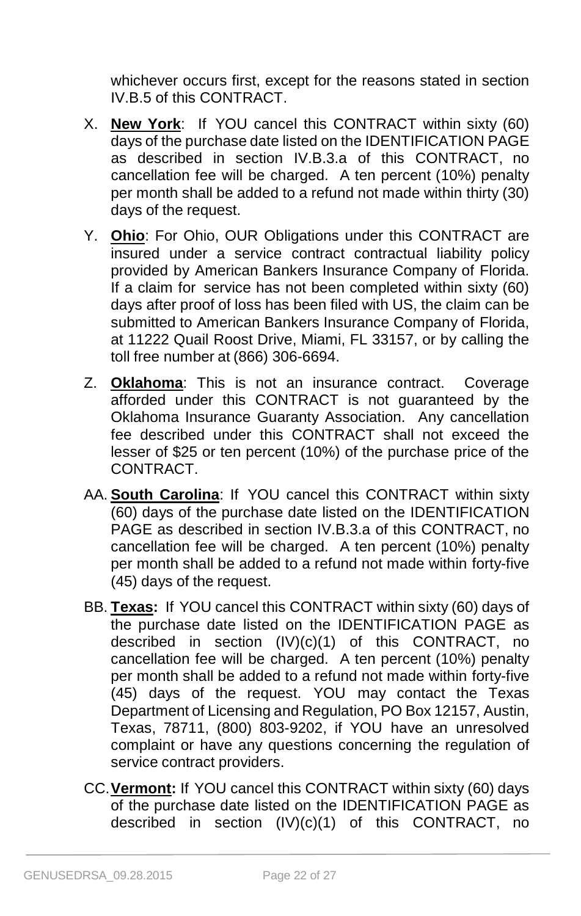whichever occurs first, except for the reasons stated in section IV.B.5 of this CONTRACT.

X. **New York**: If YOU cancel this CONTRACT within sixty (60) days of the purchase date listed on the IDENTIFICATION PAGE as described in section IV.B.3.a of this CONTRACT, no cancellation fee will be charged. A ten percent (10%) penalty per month shall be added to a refund not made within thirty (30) days of the request.

Y. **Ohio**: For Ohio, OUR Obligations under this CONTRACT are insured under a service contract contractual liability policy provided by American Bankers Insurance Company of Florida. If a claim for service has not been completed within sixty (60) days after proof of loss has been filed with US, the claim can be submitted to American Bankers Insurance Company of Florida, at 11222 Quail Roost Drive, Miami, FL 33157, or by calling the toll free number at (866) 306-6694.

Z. **Oklahoma**: This is not an insurance contract. Coverage afforded under this CONTRACT is not guaranteed by the Oklahoma Insurance Guaranty Association. Any cancellation fee described under this CONTRACT shall not exceed the lesser of $25 or ten percent (10%) of the purchase price of the CONTRACT.

AA. **South Carolina**: If YOU cancel this CONTRACT within sixty (60) days of the purchase date listed on the IDENTIFICATION PAGE as described in section IV.B.3.a of this CONTRACT, no cancellation fee will be charged. A ten percent (10%) penalty per month shall be added to a refund not made within forty-five (45) days of the request.

BB. **Texas:** If YOU cancel this CONTRACT within sixty (60) days of the purchase date listed on the IDENTIFICATION PAGE as described in section (IV)(c)(1) of this CONTRACT, no cancellation fee will be charged. A ten percent (10%) penalty per month shall be added to a refund not made within forty-five (45) days of the request. YOU may contact the Texas Department of Licensing and Regulation, PO Box 12157, Austin, Texas, 78711, (800) 803-9202, if YOU have an unresolved complaint or have any questions concerning the regulation of service contract providers.

CC. **Vermont:** If YOU cancel this CONTRACT within sixty (60) days of the purchase date listed on the IDENTIFICATION PAGE as described in section (IV)(c)(1) of this CONTRACT, no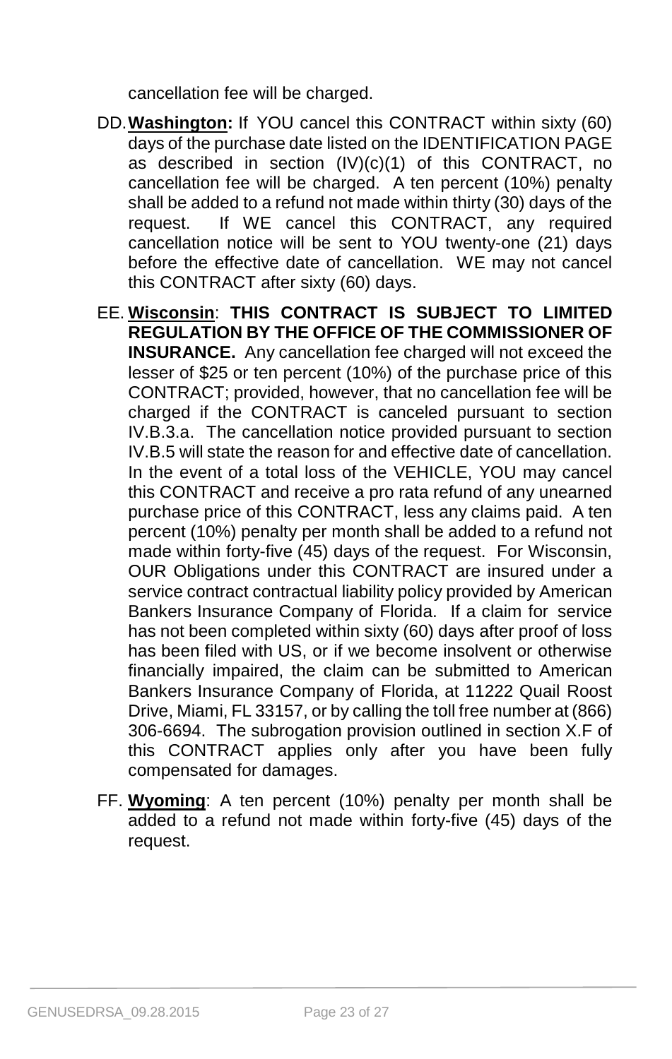cancellation fee will be charged.

DD. **Washington:** If YOU cancel this CONTRACT within sixty (60) days of the purchase date listed on the IDENTIFICATION PAGE as described in section (IV)(c)(1) of this CONTRACT, no cancellation fee will be charged. A ten percent (10%) penalty shall be added to a refund not made within thirty (30) days of the request. If WE cancel this CONTRACT, any required cancellation notice will be sent to YOU twenty-one (21) days before the effective date of cancellation. WE may not cancel this CONTRACT after sixty (60) days.

EE. **Wisconsin**: **THIS CONTRACT IS SUBJECT TO LIMITED REGULATION BY THE OFFICE OF THE COMMISSIONER OF INSURANCE.** Any cancellation fee charged will not exceed the lesser of $25 or ten percent (10%) of the purchase price of this CONTRACT; provided, however, that no cancellation fee will be charged if the CONTRACT is canceled pursuant to section IV.B.3.a. The cancellation notice provided pursuant to section IV.B.5 will state the reason for and effective date of cancellation. In the event of a total loss of the VEHICLE, YOU may cancel this CONTRACT and receive a pro rata refund of any unearned purchase price of this CONTRACT, less any claims paid. A ten percent (10%) penalty per month shall be added to a refund not made within forty-five (45) days of the request. For Wisconsin, OUR Obligations under this CONTRACT are insured under a service contract contractual liability policy provided by American Bankers Insurance Company of Florida. If a claim for service has not been completed within sixty (60) days after proof of loss has been filed with US, or if we become insolvent or otherwise financially impaired, the claim can be submitted to American Bankers Insurance Company of Florida, at 11222 Quail Roost Drive, Miami, FL 33157, or by calling the toll free number at (866) 306-6694. The subrogation provision outlined in section X.F of this CONTRACT applies only after you have been fully compensated for damages.

FF. **Wyoming**: A ten percent (10%) penalty per month shall be added to a refund not made within forty-five (45) days of the request.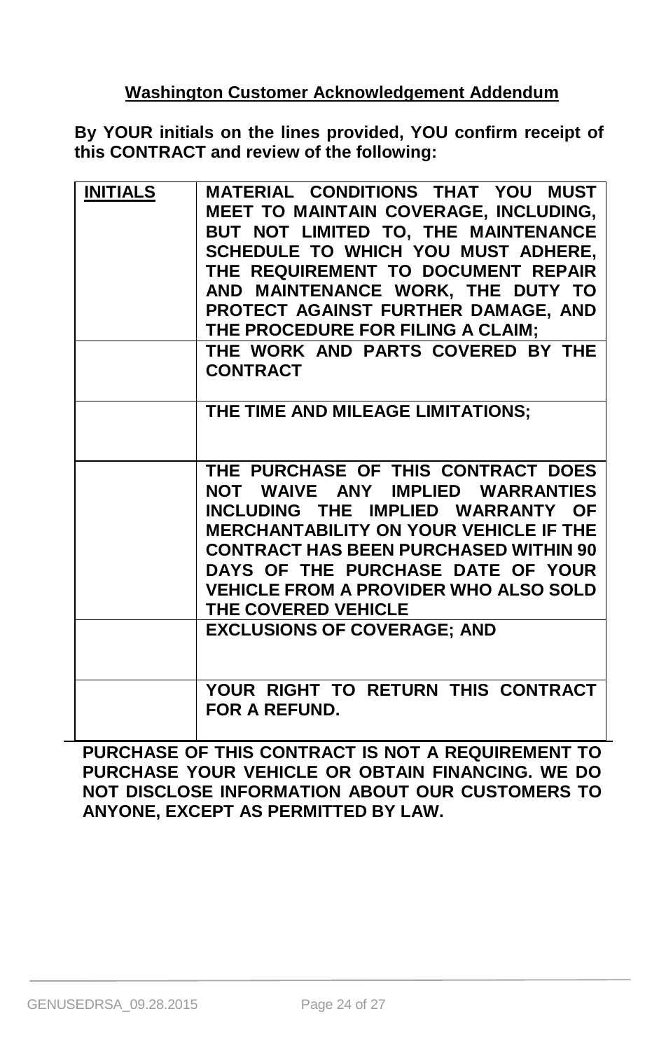## Washington Customer Acknowledgement Addendum

**By YOUR initials on the lines provided, YOU confirm receipt of this CONTRACT and review of the following:**

| INITIALS | MATERIAL CONDITIONS THAT YOU MUST MEET TO MAINTAIN COVERAGE, INCLUDING, BUT NOT LIMITED TO, THE MAINTENANCE SCHEDULE TO WHICH YOU MUST ADHERE, THE REQUIREMENT TO DOCUMENT REPAIR AND MAINTENANCE WORK, THE DUTY TO PROTECT AGAINST FURTHER DAMAGE, AND THE PROCEDURE FOR FILING A CLAIM; |
|---|---|
| | THE WORK AND PARTS COVERED BY THE CONTRACT |
| | THE TIME AND MILEAGE LIMITATIONS; |
| | THE PURCHASE OF THIS CONTRACT DOES NOT WAIVE ANY IMPLIED WARRANTIES INCLUDING THE IMPLIED WARRANTY OF MERCHANTABILITY ON YOUR VEHICLE IF THE CONTRACT HAS BEEN PURCHASED WITHIN 90 DAYS OF THE PURCHASE DATE OF YOUR VEHICLE FROM A PROVIDER WHO ALSO SOLD THE COVERED VEHICLE |
| | EXCLUSIONS OF COVERAGE; AND |
| | YOUR RIGHT TO RETURN THIS CONTRACT FOR A REFUND. |

**PURCHASE OF THIS CONTRACT IS NOT A REQUIREMENT TO PURCHASE YOUR VEHICLE OR OBTAIN FINANCING. WE DO NOT DISCLOSE INFORMATION ABOUT OUR CUSTOMERS TO ANYONE, EXCEPT AS PERMITTED BY LAW.**

GENUSEDRSA_09.28.2015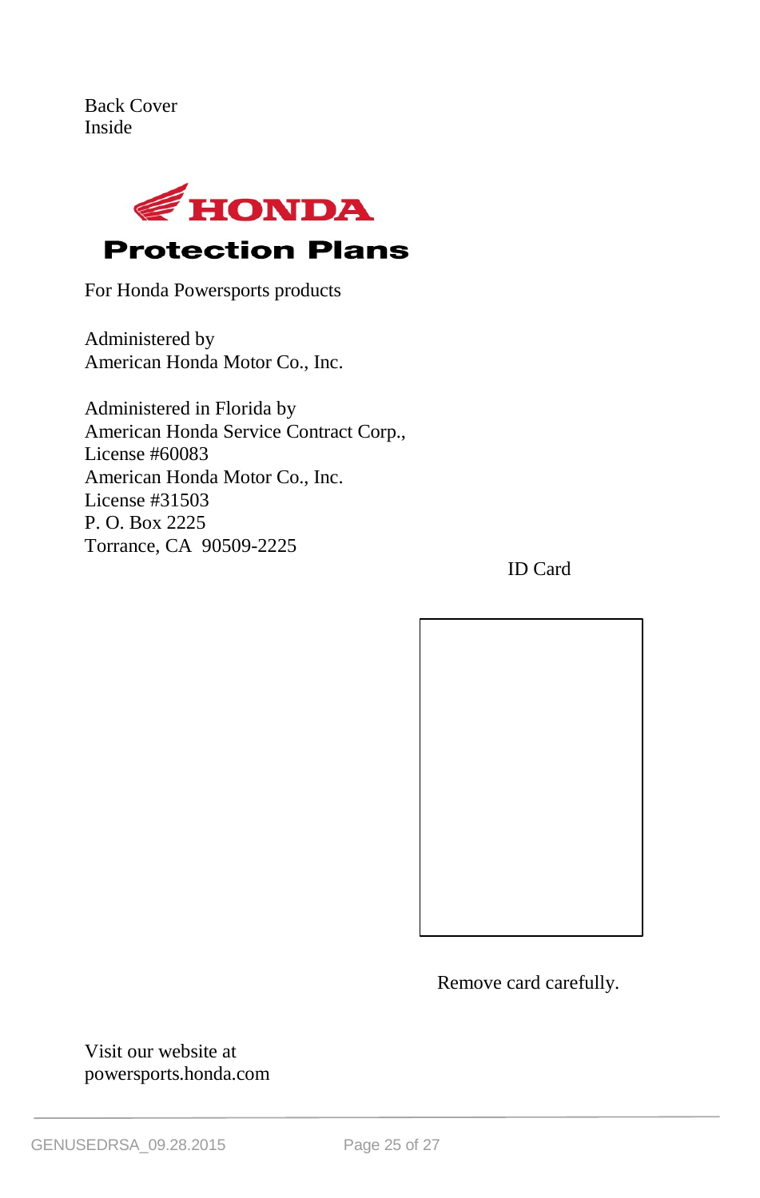Back Cover
Inside

# HONDA

## Protection Plans

For Honda Powersports products

Administered by
American Honda Motor Co., Inc.

Administered in Florida by
American Honda Service Contract Corp.,
License #60083
American Honda Motor Co., Inc.
License #31503
P. O. Box 2225
Torrance, CA 90509-2225

ID Card

Remove card carefully.

Visit our website at
powersports.honda.com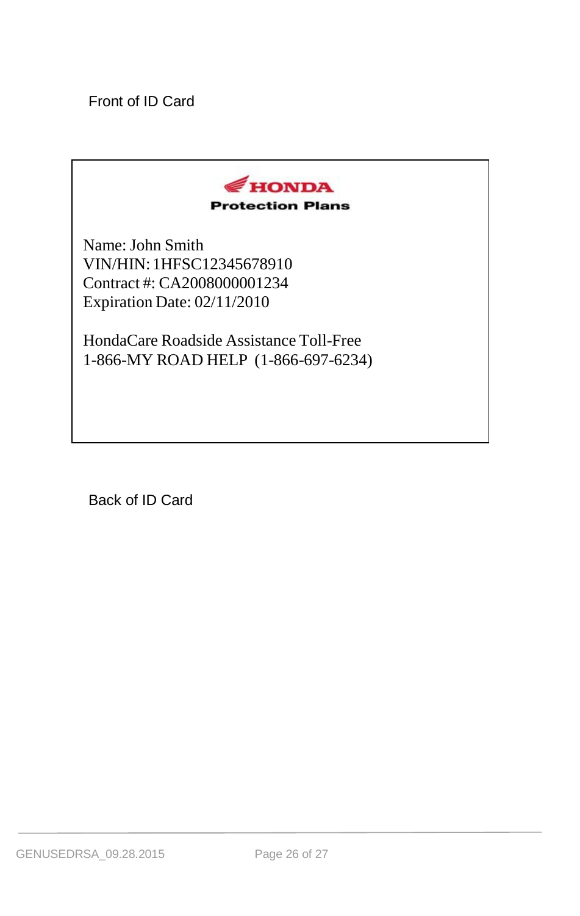Front of ID Card

**HONDA**
**Protection Plans**

Name: John Smith
VIN/HIN: 1HFSC12345678910
Contract #: CA2008000001234
Expiration Date: 02/11/2010

HondaCare Roadside Assistance Toll-Free
1-866-MY ROAD HELP (1-866-697-6234)

Back of ID Card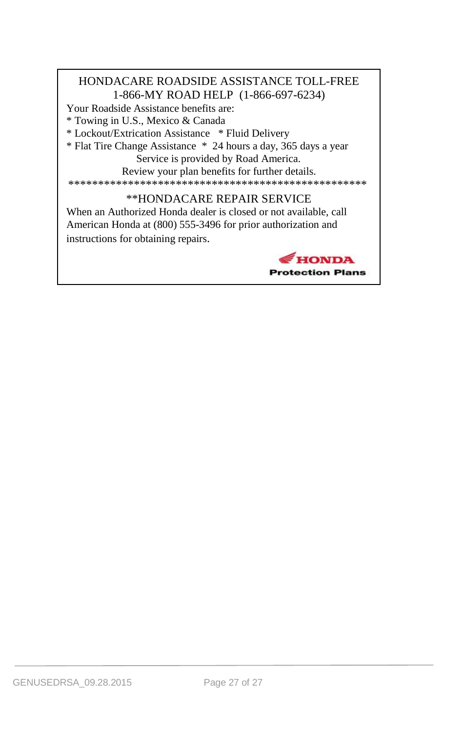HONDACARE ROADSIDE ASSISTANCE TOLL-FREE
1-866-MY ROAD HELP (1-866-697-6234)

Your Roadside Assistance benefits are:

* Towing in U.S., Mexico & Canada
* Lockout/Extrication Assistance * Fluid Delivery
* Flat Tire Change Assistance * 24 hours a day, 365 days a year

Service is provided by Road America.

Review your plan benefits for further details.

**************************************************

**HONDACARE REPAIR SERVICE

When an Authorized Honda dealer is closed or not available, call American Honda at (800) 555-3496 for prior authorization and instructions for obtaining repairs.

HONDA
Protection Plans

GENUSEDRSA_09.28.2015